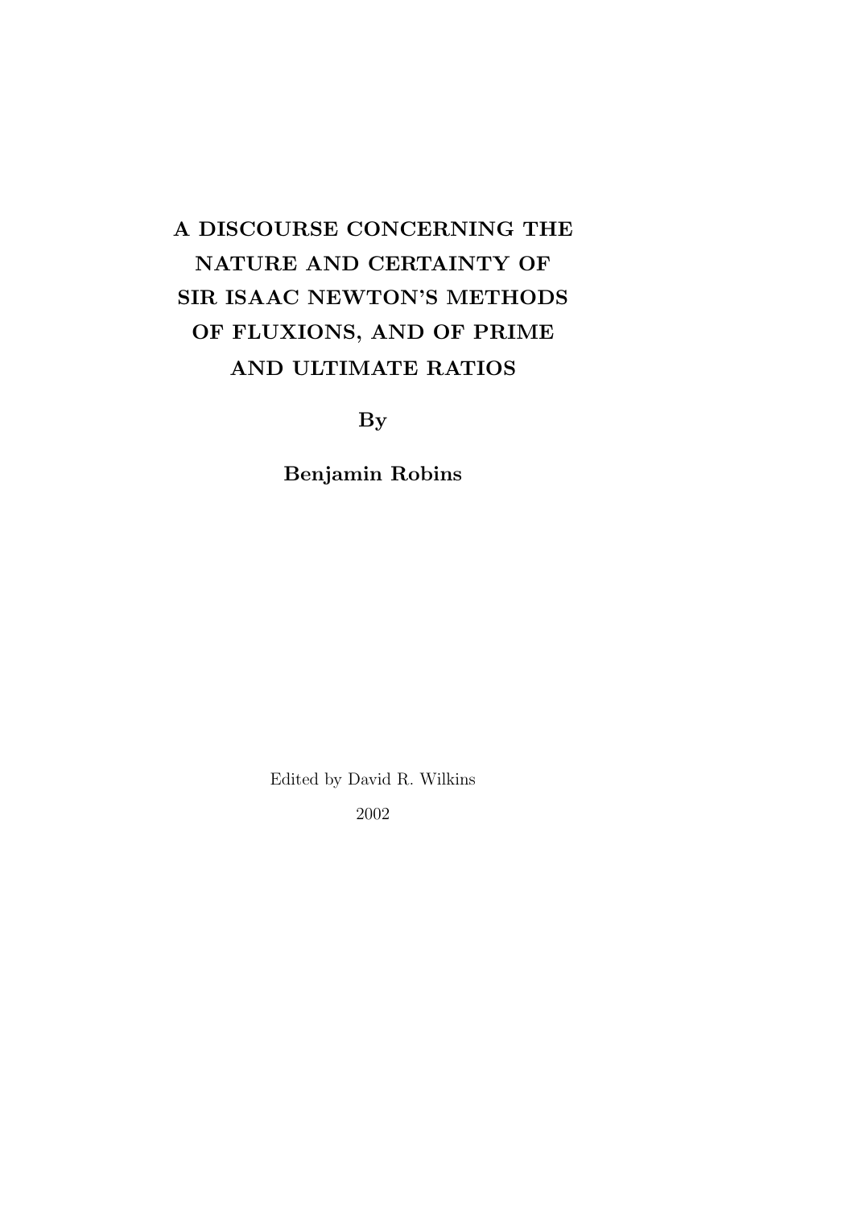# A DISCOURSE CONCERNING THE NATURE AND CERTAINTY OF SIR ISAAC NEWTON'S METHODS OF FLUXIONS, AND OF PRIME AND ULTIMATE RATIOS

**By**

**Benjamin Robins**

Edited by David R. Wilkins

2002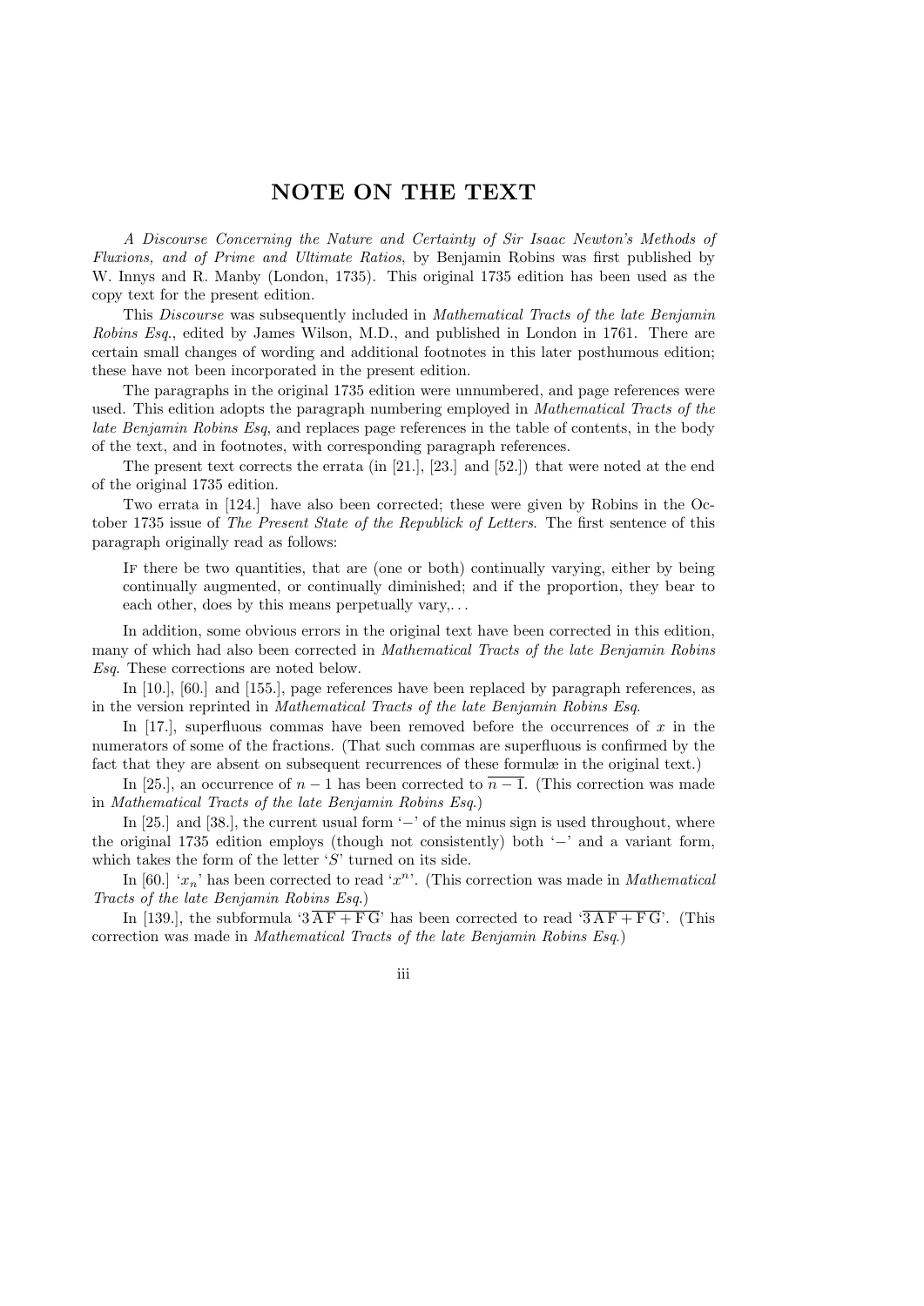# NOTE ON THE TEXT

*A Discourse Concerning the Nature and Certainty of Sir Isaac Newton's Methods of Fluxions, and of Prime and Ultimate Ratios*, by Benjamin Robins was first published by W. Innys and R. Manby (London, 1735). This original 1735 edition has been used as the copy text for the present edition.

This *Discourse* was subsequently included in *Mathematical Tracts of the late Benjamin Robins Esq.*, edited by James Wilson, M.D., and published in London in 1761. There are certain small changes of wording and additional footnotes in this later posthumous edition; these have not been incorporated in the present edition.

The paragraphs in the original 1735 edition were unnumbered, and page references were used. This edition adopts the paragraph numbering employed in *Mathematical Tracts of the late Benjamin Robins Esq*, and replaces page references in the table of contents, in the body of the text, and in footnotes, with corresponding paragraph references.

The present text corrects the errata (in [21.], [23.] and [52.]) that were noted at the end of the original 1735 edition.

Two errata in [124.] have also been corrected; these were given by Robins in the October 1735 issue of *The Present State of the Republick of Letters*. The first sentence of this paragraph originally read as follows:

> If there be two quantities, that are (one or both) continually varying, either by being continually augmented, or continually diminished; and if the proportion, they bear to each other, does by this means perpetually vary,...

In addition, some obvious errors in the original text have been corrected in this edition, many of which had also been corrected in *Mathematical Tracts of the late Benjamin Robins Esq*. These corrections are noted below.

In [10.], [60.] and [155.], page references have been replaced by paragraph references, as in the version reprinted in *Mathematical Tracts of the late Benjamin Robins Esq*.

In [17.], superfluous commas have been removed before the occurrences of $x$ in the numerators of some of the fractions. (That such commas are superfluous is confirmed by the fact that they are absent on subsequent recurrences of these formulæ in the original text.)

In [25.], an occurrence of $n-1$ has been corrected to $\overline{n-1}$. (This correction was made in *Mathematical Tracts of the late Benjamin Robins Esq.*)

In [25.] and [38.], the current usual form '$-$' of the minus sign is used throughout, where the original 1735 edition employs (though not consistently) both '$-$' and a variant form, which takes the form of the letter '$S$' turned on its side.

In [60.] '$x_n$' has been corrected to read '$x^n$'. (This correction was made in *Mathematical Tracts of the late Benjamin Robins Esq.*)

In [139.], the subformula '$3\,\overline{\mathrm{AF}+\mathrm{FG}}$' has been corrected to read '$\overline{3\,\mathrm{AF}+\mathrm{FG}}$'. (This correction was made in *Mathematical Tracts of the late Benjamin Robins Esq.*)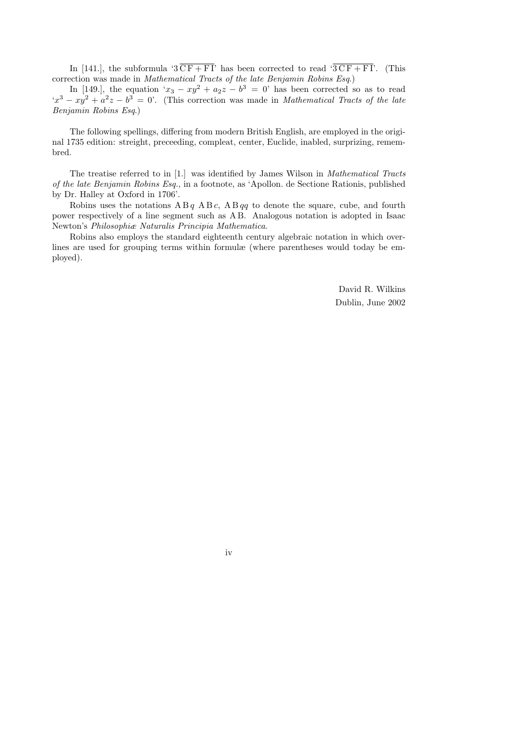In [141.], the subformula '$3\,\overline{\mathrm{CF} + \mathrm{FI}}$' has been corrected to read '$\overline{3\,\mathrm{CF} + \mathrm{FI}}$'. (This correction was made in *Mathematical Tracts of the late Benjamin Robins Esq.*)

In [149.], the equation '$x_3 - xy^2 + a_2 z - b^3 = 0$' has been corrected so as to read '$x^3 - xy^2 + a^2 z - b^3 = 0$'. (This correction was made in *Mathematical Tracts of the late Benjamin Robins Esq.*)

The following spellings, differing from modern British English, are employed in the original 1735 edition: streight, preceeding, compleat, center, Euclide, inabled, surprizing, remembred.

The treatise referred to in [1.] was identified by James Wilson in *Mathematical Tracts of the late Benjamin Robins Esq.*, in a footnote, as 'Apollon. de Sectione Rationis, published by Dr. Halley at Oxford in 1706'.

Robins uses the notations $\mathrm{AB}\,q$ $\mathrm{AB}\,c$, $\mathrm{AB}\,qq$ to denote the square, cube, and fourth power respectively of a line segment such as AB. Analogous notation is adopted in Isaac Newton's *Philosophiæ Naturalis Principia Mathematica*.

Robins also employs the standard eighteenth century algebraic notation in which overlines are used for grouping terms within formulæ (where parentheses would today be employed).

David R. Wilkins
Dublin, June 2002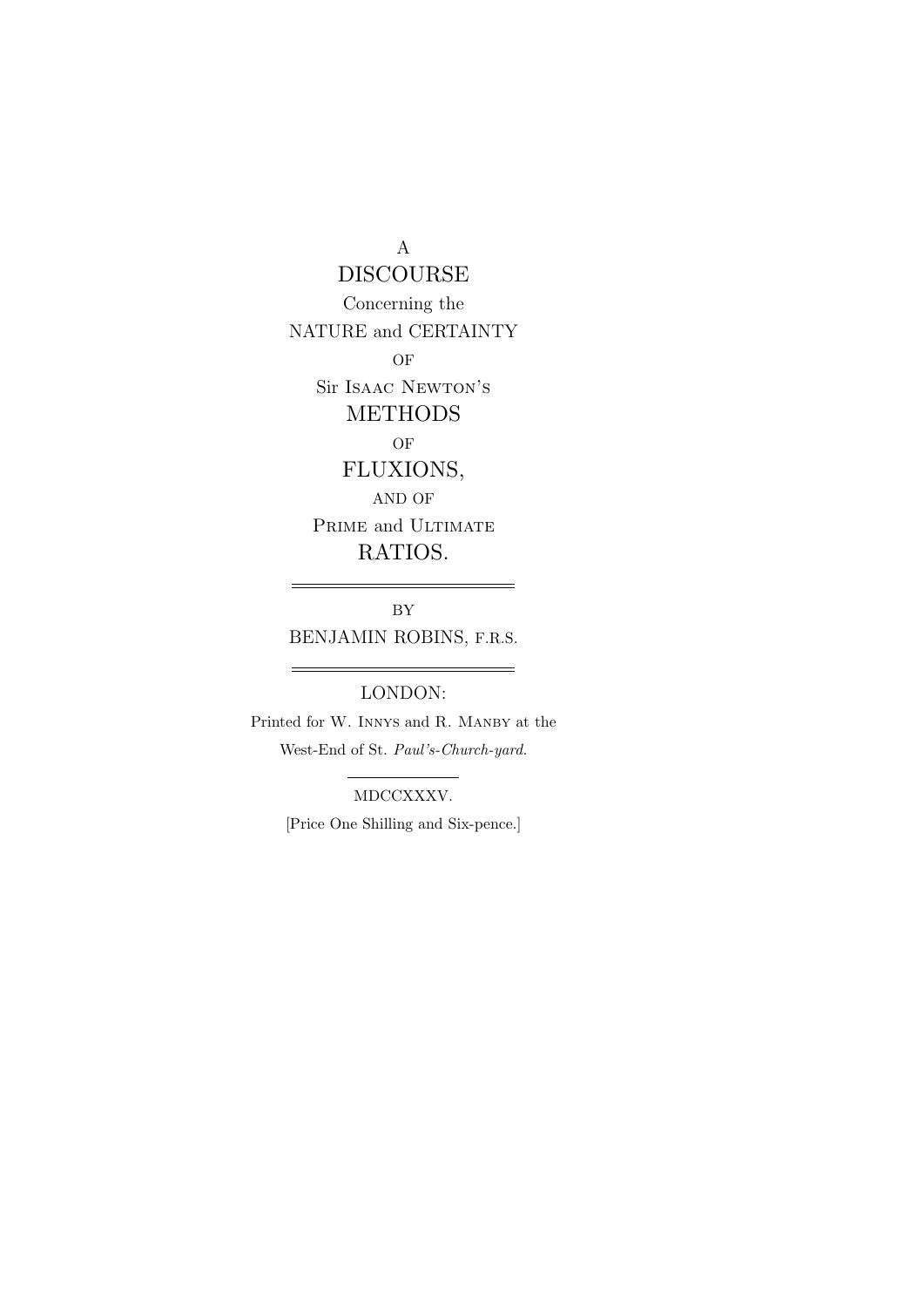A

# DISCOURSE

Concerning the

NATURE and CERTAINTY

OF

Sir Isaac Newton's

# METHODS

OF

# FLUXIONS,

AND OF

Prime and Ultimate

# RATIOS.

---

BY

BENJAMIN ROBINS, F.R.S.

---

LONDON:

Printed for W. Innys and R. Manby at the West-End of St. *Paul's-Church-yard.*

---

MDCCXXXV.

[Price One Shilling and Six-pence.]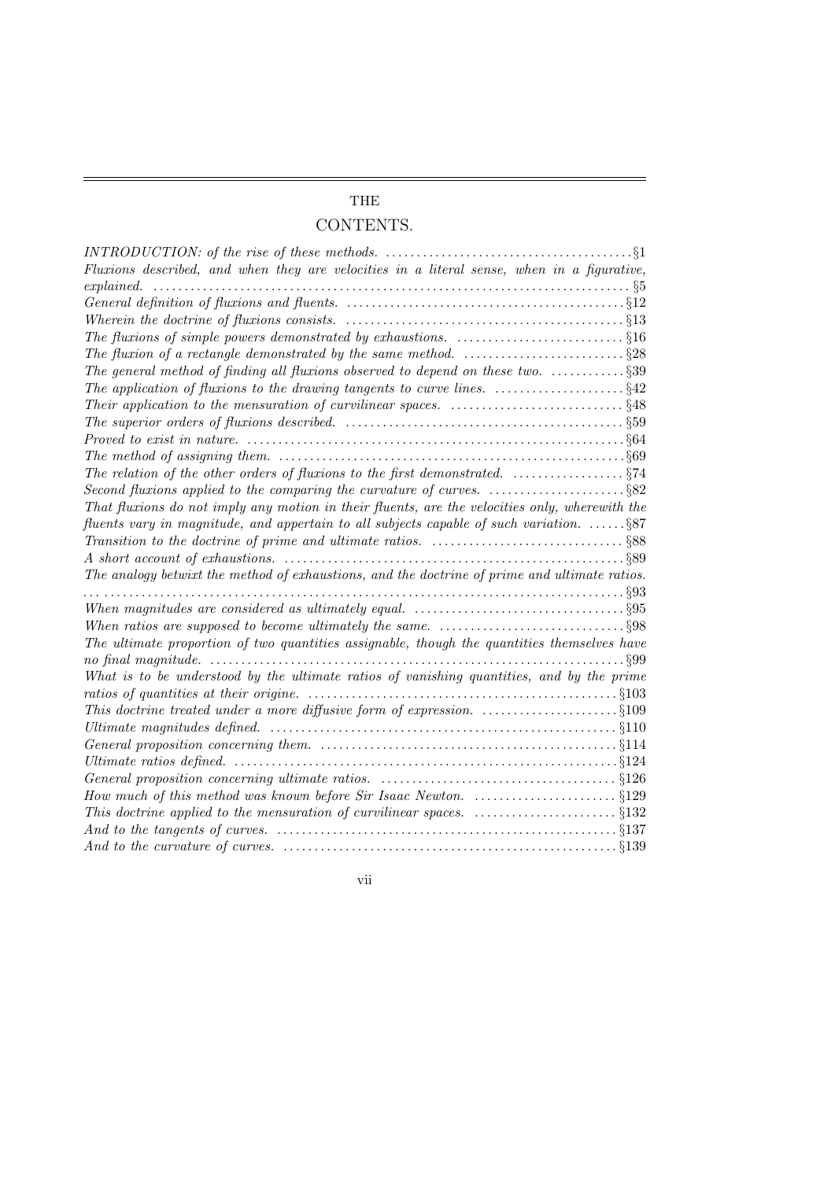# THE

## CONTENTS.

*INTRODUCTION: of the rise of these methods.* ........ §1
*Fluxions described, and when they are velocities in a literal sense, when in a figurative, explained.* ........ §5
*General definition of fluxions and fluents.* ........ §12
*Wherein the doctrine of fluxions consists.* ........ §13
*The fluxions of simple powers demonstrated by exhaustions.* ........ §16
*The fluxion of a rectangle demonstrated by the same method.* ........ §28
*The general method of finding all fluxions observed to depend on these two.* ........ §39
*The application of fluxions to the drawing tangents to curve lines.* ........ §42
*Their application to the mensuration of curvilinear spaces.* ........ §48
*The superior orders of fluxions described.* ........ §59
*Proved to exist in nature.* ........ §64
*The method of assigning them.* ........ §69
*The relation of the other orders of fluxions to the first demonstrated.* ........ §74
*Second fluxions applied to the comparing the curvature of curves.* ........ §82
*That fluxions do not imply any motion in their fluents, are the velocities only, wherewith the fluents vary in magnitude, and appertain to all subjects capable of such variation.* ........ §87
*Transition to the doctrine of prime and ultimate ratios.* ........ §88
*A short account of exhaustions.* ........ §89
*The analogy betwixt the method of exhaustions, and the doctrine of prime and ultimate ratios.* ........ §93
*When magnitudes are considered as ultimately equal.* ........ §95
*When ratios are supposed to become ultimately the same.* ........ §98
*The ultimate proportion of two quantities assignable, though the quantities themselves have no final magnitude.* ........ §99
*What is to be understood by the ultimate ratios of vanishing quantities, and by the prime ratios of quantities at their origine.* ........ §103
*This doctrine treated under a more diffusive form of expression.* ........ §109
*Ultimate magnitudes defined.* ........ §110
*General proposition concerning them.* ........ §114
*Ultimate ratios defined.* ........ §124
*General proposition concerning ultimate ratios.* ........ §126
*How much of this method was known before Sir Isaac Newton.* ........ §129
*This doctrine applied to the mensuration of curvilinear spaces.* ........ §132
*And to the tangents of curves.* ........ §137
*And to the curvature of curves.* ........ §139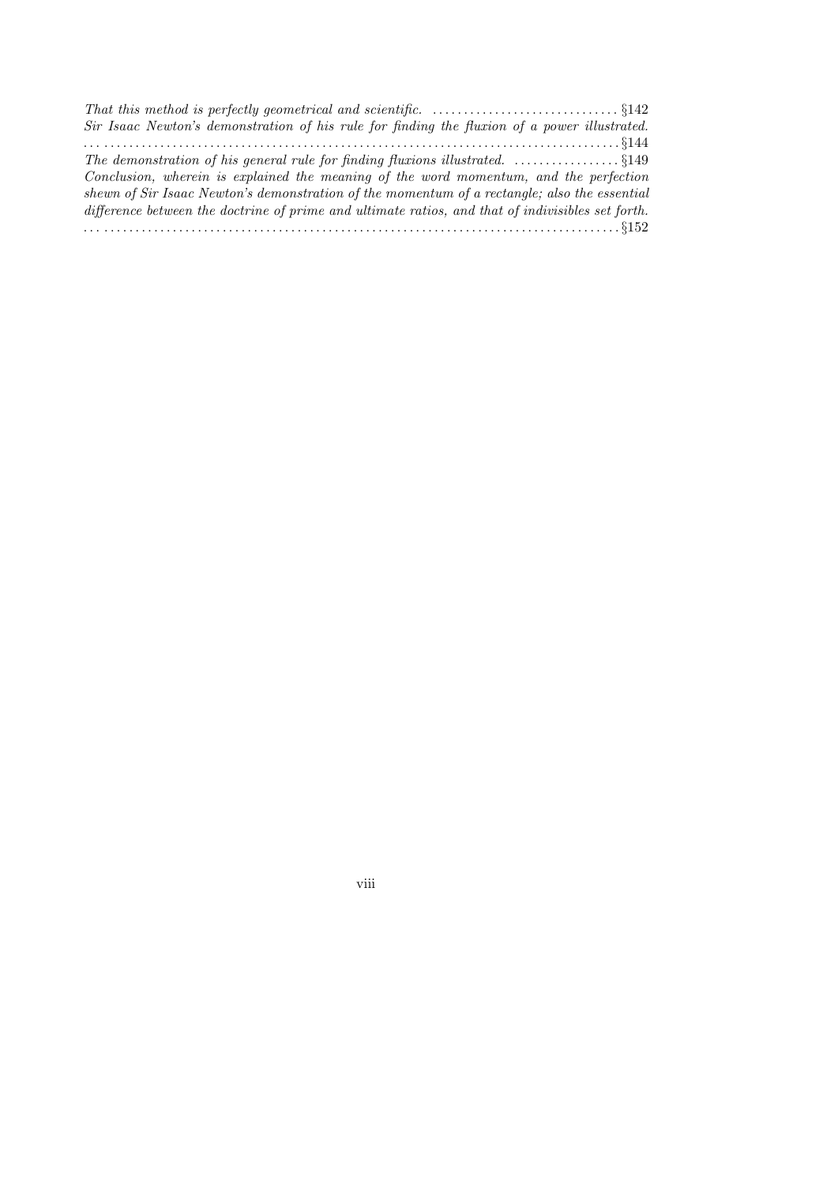*That this method is perfectly geometrical and scientific.* . . . . . . . . . . . . . . . . . . . . . . . . . . . . . . §142

*Sir Isaac Newton's demonstration of his rule for finding the fluxion of a power illustrated.* . . . . . . . . . . . . . . . . . . . . . . . . . . . . . . . . . . . . . . . . . . . . . . . . . . . . . . . . . . . . . . . . . . . . . . . . . . . . . . . §144

*The demonstration of his general rule for finding fluxions illustrated.* . . . . . . . . . . . . . . . . . §149

*Conclusion, wherein is explained the meaning of the word momentum, and the perfection shewn of Sir Isaac Newton's demonstration of the momentum of a rectangle; also the essential difference between the doctrine of prime and ultimate ratios, and that of indivisibles set forth.* . . . . . . . . . . . . . . . . . . . . . . . . . . . . . . . . . . . . . . . . . . . . . . . . . . . . . . . . . . . . . . . . . . . . . . . . . . . . . . . §152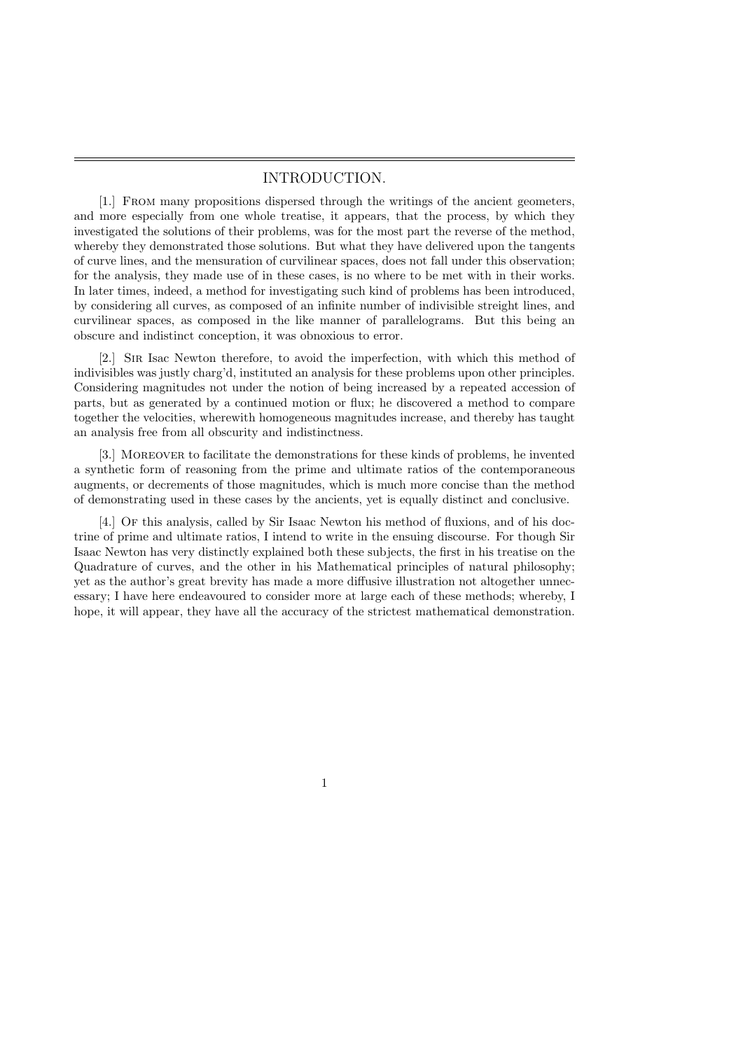## INTRODUCTION.

[1.] From many propositions dispersed through the writings of the ancient geometers, and more especially from one whole treatise, it appears, that the process, by which they investigated the solutions of their problems, was for the most part the reverse of the method, whereby they demonstrated those solutions. But what they have delivered upon the tangents of curve lines, and the mensuration of curvilinear spaces, does not fall under this observation; for the analysis, they made use of in these cases, is no where to be met with in their works. In later times, indeed, a method for investigating such kind of problems has been introduced, by considering all curves, as composed of an infinite number of indivisible streight lines, and curvilinear spaces, as composed in the like manner of parallelograms. But this being an obscure and indistinct conception, it was obnoxious to error.

[2.] Sir Isac Newton therefore, to avoid the imperfection, with which this method of indivisibles was justly charg'd, instituted an analysis for these problems upon other principles. Considering magnitudes not under the notion of being increased by a repeated accession of parts, but as generated by a continued motion or flux; he discovered a method to compare together the velocities, wherewith homogeneous magnitudes increase, and thereby has taught an analysis free from all obscurity and indistinctness.

[3.] Moreover to facilitate the demonstrations for these kinds of problems, he invented a synthetic form of reasoning from the prime and ultimate ratios of the contemporaneous augments, or decrements of those magnitudes, which is much more concise than the method of demonstrating used in these cases by the ancients, yet is equally distinct and conclusive.

[4.] Of this analysis, called by Sir Isaac Newton his method of fluxions, and of his doctrine of prime and ultimate ratios, I intend to write in the ensuing discourse. For though Sir Isaac Newton has very distinctly explained both these subjects, the first in his treatise on the Quadrature of curves, and the other in his Mathematical principles of natural philosophy; yet as the author's great brevity has made a more diffusive illustration not altogether unnecessary; I have here endeavoured to consider more at large each of these methods; whereby, I hope, it will appear, they have all the accuracy of the strictest mathematical demonstration.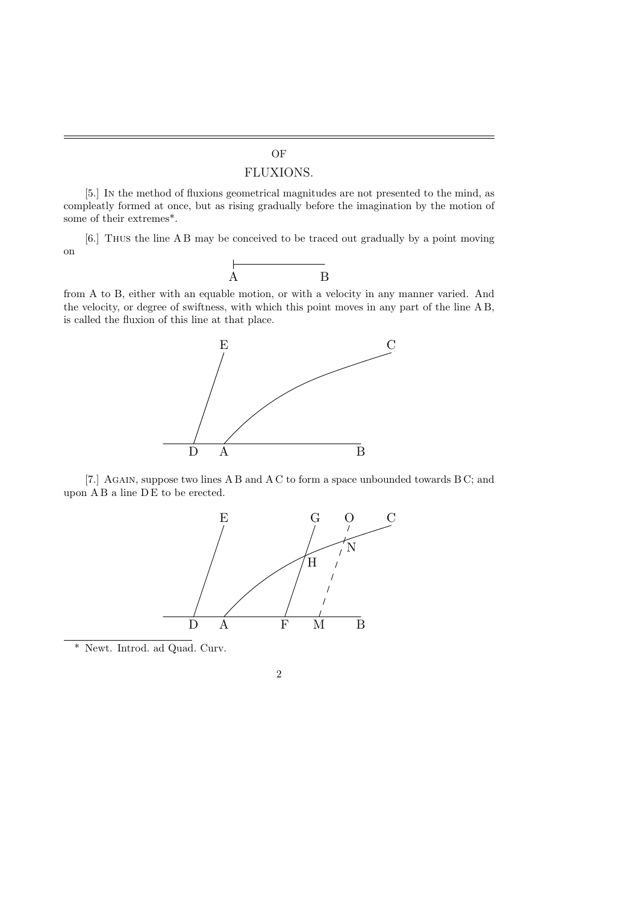# OF FLUXIONS.

[5.] In the method of fluxions geometrical magnitudes are not presented to the mind, as compleatly formed at once, but as rising gradually before the imagination by the motion of some of their extremes*.

[6.] Thus the line A B may be conceived to be traced out gradually by a point moving on from A to B, either with an equable motion, or with a velocity in any manner varied. And the velocity, or degree of swiftness, with which this point moves in any part of the line A B, is called the fluxion of this line at that place.

[7.] Again, suppose two lines A B and A C to form a space unbounded towards B C; and upon A B a line D E to be erected.

\* Newt. Introd. ad Quad. Curv.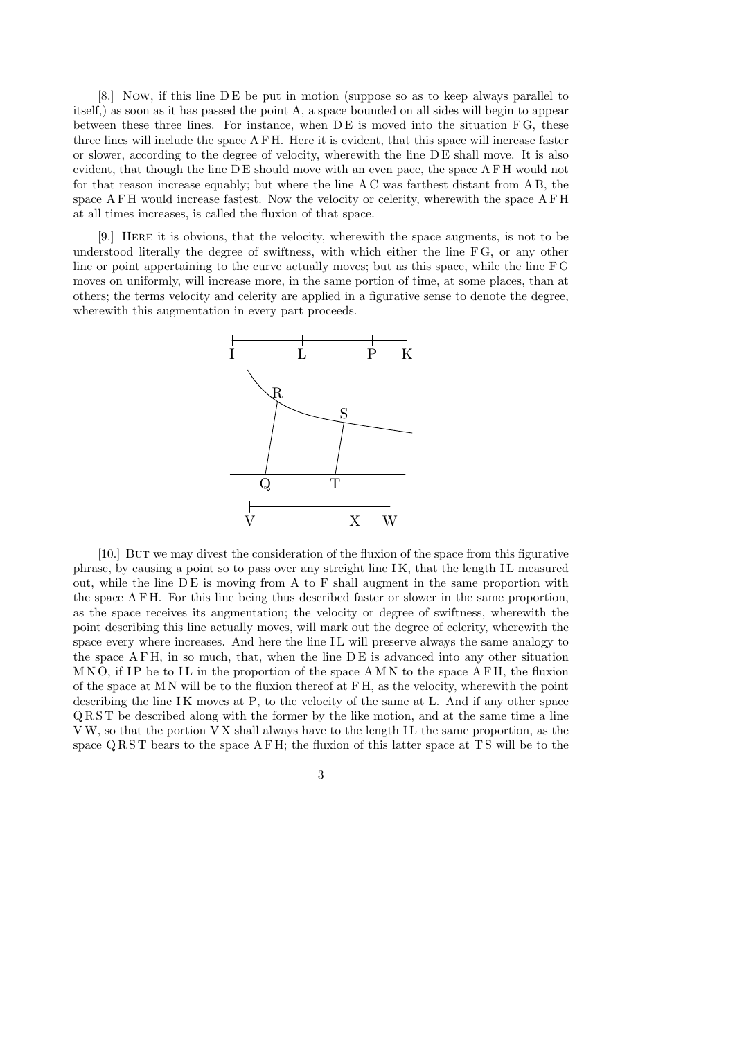[8.] Now, if this line D E be put in motion (suppose so as to keep always parallel to itself,) as soon as it has passed the point A, a space bounded on all sides will begin to appear between these three lines. For instance, when D E is moved into the situation F G, these three lines will include the space A F H. Here it is evident, that this space will increase faster or slower, according to the degree of velocity, wherewith the line D E shall move. It is also evident, that though the line D E should move with an even pace, the space A F H would not for that reason increase equably; but where the line A C was farthest distant from A B, the space A F H would increase fastest. Now the velocity or celerity, wherewith the space A F H at all times increases, is called the fluxion of that space.

[9.] Here it is obvious, that the velocity, wherewith the space augments, is not to be understood literally the degree of swiftness, with which either the line F G, or any other line or point appertaining to the curve actually moves; but as this space, while the line F G moves on uniformly, will increase more, in the same portion of time, at some places, than at others; the terms velocity and celerity are applied in a figurative sense to denote the degree, wherewith this augmentation in every part proceeds.

[10.] But we may divest the consideration of the fluxion of the space from this figurative phrase, by causing a point so to pass over any streight line I K, that the length I L measured out, while the line D E is moving from A to F shall augment in the same proportion with the space A F H. For this line being thus described faster or slower in the same proportion, as the space receives its augmentation; the velocity or degree of swiftness, wherewith the point describing this line actually moves, will mark out the degree of celerity, wherewith the space every where increases. And here the line I L will preserve always the same analogy to the space A F H, in so much, that, when the line D E is advanced into any other situation M N O, if I P be to I L in the proportion of the space A M N to the space A F H, the fluxion of the space at M N will be to the fluxion thereof at F H, as the velocity, wherewith the point describing the line I K moves at P, to the velocity of the same at L. And if any other space Q R S T be described along with the former by the like motion, and at the same time a line V W, so that the portion V X shall always have to the length I L the same proportion, as the space Q R S T bears to the space A F H; the fluxion of this latter space at T S will be to the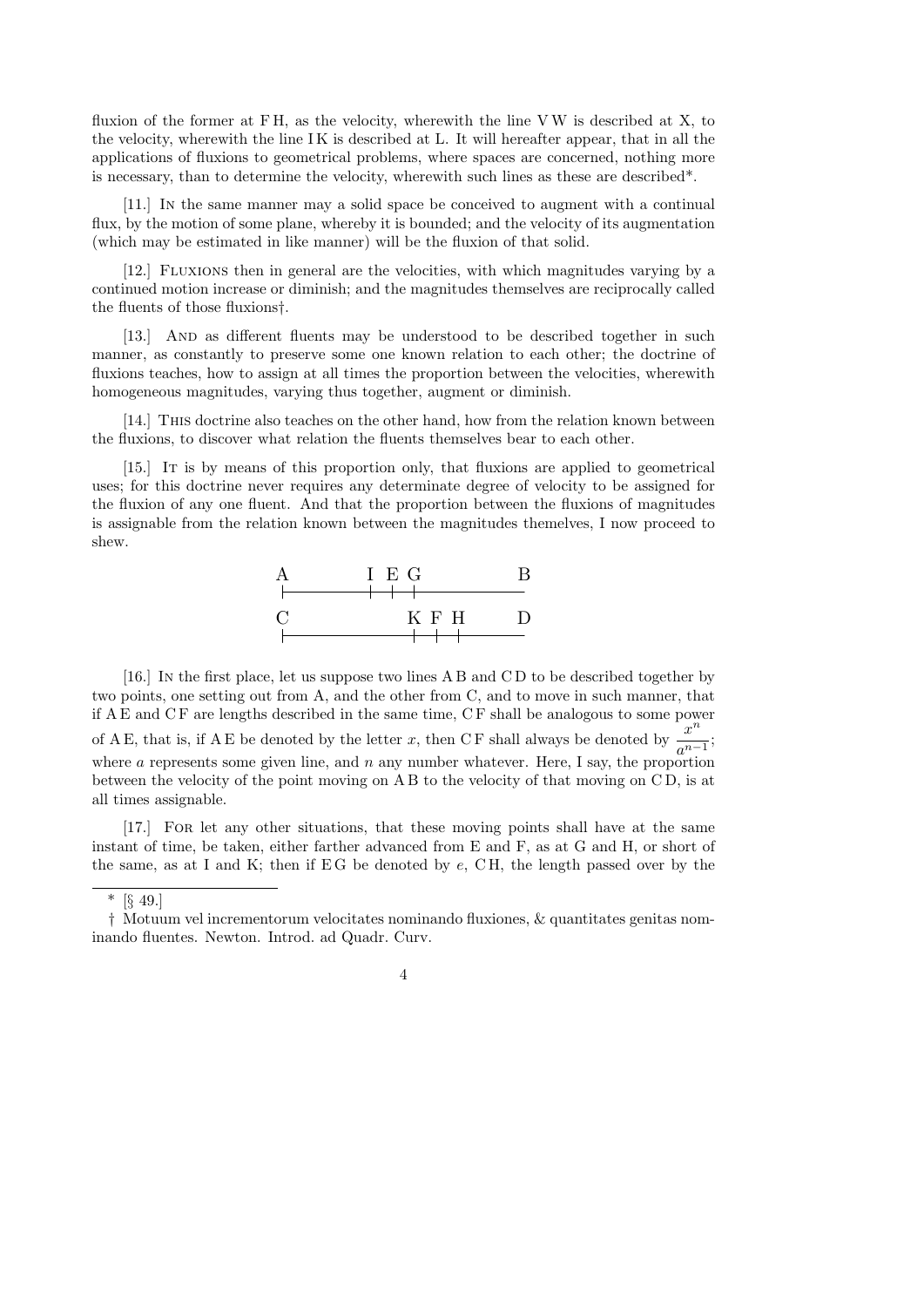fluxion of the former at F H, as the velocity, wherewith the line V W is described at X, to the velocity, wherewith the line I K is described at L. It will hereafter appear, that in all the applications of fluxions to geometrical problems, where spaces are concerned, nothing more is necessary, than to determine the velocity, wherewith such lines as these are described*.

[11.] In the same manner may a solid space be conceived to augment with a continual flux, by the motion of some plane, whereby it is bounded; and the velocity of its augmentation (which may be estimated in like manner) will be the fluxion of that solid.

[12.] Fluxions then in general are the velocities, with which magnitudes varying by a continued motion increase or diminish; and the magnitudes themselves are reciprocally called the fluents of those fluxions†.

[13.] And as different fluents may be understood to be described together in such manner, as constantly to preserve some one known relation to each other; the doctrine of fluxions teaches, how to assign at all times the proportion between the velocities, wherewith homogeneous magnitudes, varying thus together, augment or diminish.

[14.] This doctrine also teaches on the other hand, how from the relation known between the fluxions, to discover what relation the fluents themselves bear to each other.

[15.] It is by means of this proportion only, that fluxions are applied to geometrical uses; for this doctrine never requires any determinate degree of velocity to be assigned for the fluxion of any one fluent. And that the proportion between the fluxions of magnitudes is assignable from the relation known between the magnitudes themelves, I now proceed to shew.

```
A         I E G          B
|---------+-+-+----------
C            K F H       D
|------------+-+-+-------
```

[16.] In the first place, let us suppose two lines A B and C D to be described together by two points, one setting out from A, and the other from C, and to move in such manner, that if A E and C F are lengths described in the same time, C F shall be analogous to some power of A E, that is, if A E be denoted by the letter $x$, then C F shall always be denoted by $\frac{x^n}{a^{n-1}}$; where $a$ represents some given line, and $n$ any number whatever. Here, I say, the proportion between the velocity of the point moving on A B to the velocity of that moving on C D, is at all times assignable.

[17.] For let any other situations, that these moving points shall have at the same instant of time, be taken, either farther advanced from E and F, as at G and H, or short of the same, as at I and K; then if E G be denoted by $e$, C H, the length passed over by the

* [§ 49.]

† Motuum vel incrementorum velocitates nominando fluxiones, & quantitates genitas nominando fluentes. Newton. Introd. ad Quadr. Curv.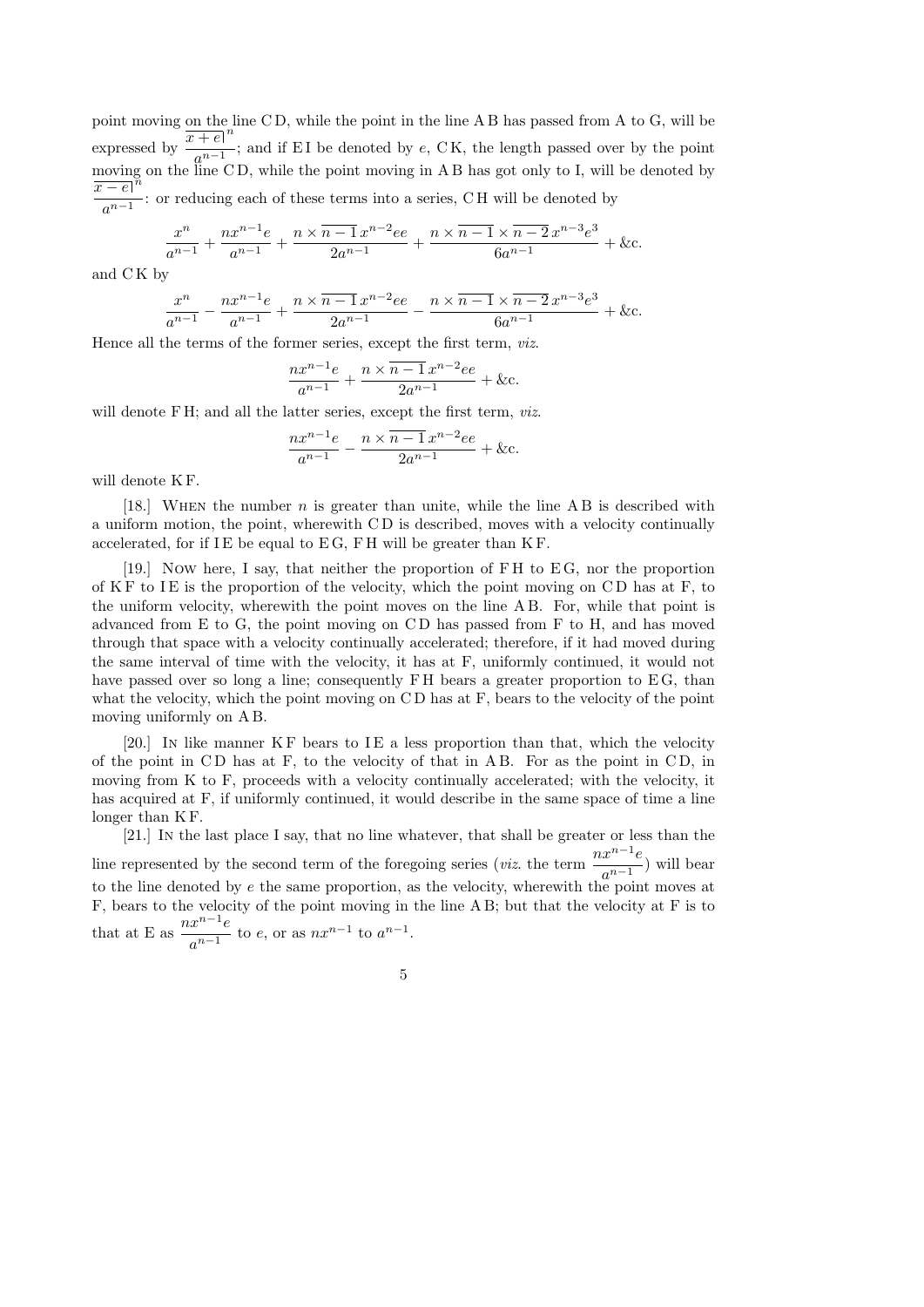point moving on the line C D, while the point in the line A B has passed from A to G, will be expressed by $\dfrac{\overline{x+e}|^n}{a^{n-1}}$; and if E I be denoted by $e$, C K, the length passed over by the point moving on the line C D, while the point moving in A B has got only to I, will be denoted by $\dfrac{\overline{x-e}|^n}{a^{n-1}}$: or reducing each of these terms into a series, C H will be denoted by

$$\frac{x^n}{a^{n-1}} + \frac{nx^{n-1}e}{a^{n-1}} + \frac{n \times \overline{n-1}\, x^{n-2}ee}{2a^{n-1}} + \frac{n \times \overline{n-1} \times \overline{n-2}\, x^{n-3}e^3}{6a^{n-1}} + \&\text{c.}$$

and C K by

$$\frac{x^n}{a^{n-1}} - \frac{nx^{n-1}e}{a^{n-1}} + \frac{n \times \overline{n-1}\, x^{n-2}ee}{2a^{n-1}} - \frac{n \times \overline{n-1} \times \overline{n-2}\, x^{n-3}e^3}{6a^{n-1}} + \&\text{c.}$$

Hence all the terms of the former series, except the first term, *viz.*

$$\frac{nx^{n-1}e}{a^{n-1}} + \frac{n \times \overline{n-1}\, x^{n-2}ee}{2a^{n-1}} + \&\text{c.}$$

will denote F H; and all the latter series, except the first term, *viz.*

$$\frac{nx^{n-1}e}{a^{n-1}} - \frac{n \times \overline{n-1}\, x^{n-2}ee}{2a^{n-1}} + \&\text{c.}$$

will denote K F.

[18.] When the number $n$ is greater than unite, while the line A B is described with a uniform motion, the point, wherewith C D is described, moves with a velocity continually accelerated; for if I E be equal to E G, F H will be greater than K F.

[19.] Now here, I say, that neither the proportion of F H to E G, nor the proportion of K F to I E is the proportion of the velocity, which the point moving on C D has at F, to the uniform velocity, wherewith the point moves on the line A B. For, while that point is advanced from E to G, the point moving on C D has passed from F to H, and has moved through that space with a velocity continually accelerated; therefore, if it had moved during the same interval of time with the velocity, it has at F, uniformly continued, it would not have passed over so long a line; consequently F H bears a greater proportion to E G, than what the velocity, which the point moving on C D has at F, bears to the velocity of the point moving uniformly on A B.

[20.] In like manner K F bears to I E a less proportion than that, which the velocity of the point in C D has at F, to the velocity of that in A B. For as the point in C D, in moving from K to F, proceeds with a velocity continually accelerated; with the velocity, it has acquired at F, if uniformly continued, it would describe in the same space of time a line longer than K F.

[21.] In the last place I say, that no line whatever, that shall be greater or less than the line represented by the second term of the foregoing series (*viz.* the term $\frac{nx^{n-1}e}{a^{n-1}}$) will bear to the line denoted by $e$ the same proportion, as the velocity, wherewith the point moves at F, bears to the velocity of the point moving in the line A B; but that the velocity at F is to that at E as $\frac{nx^{n-1}e}{a^{n-1}}$ to $e$, or as $nx^{n-1}$ to $a^{n-1}$.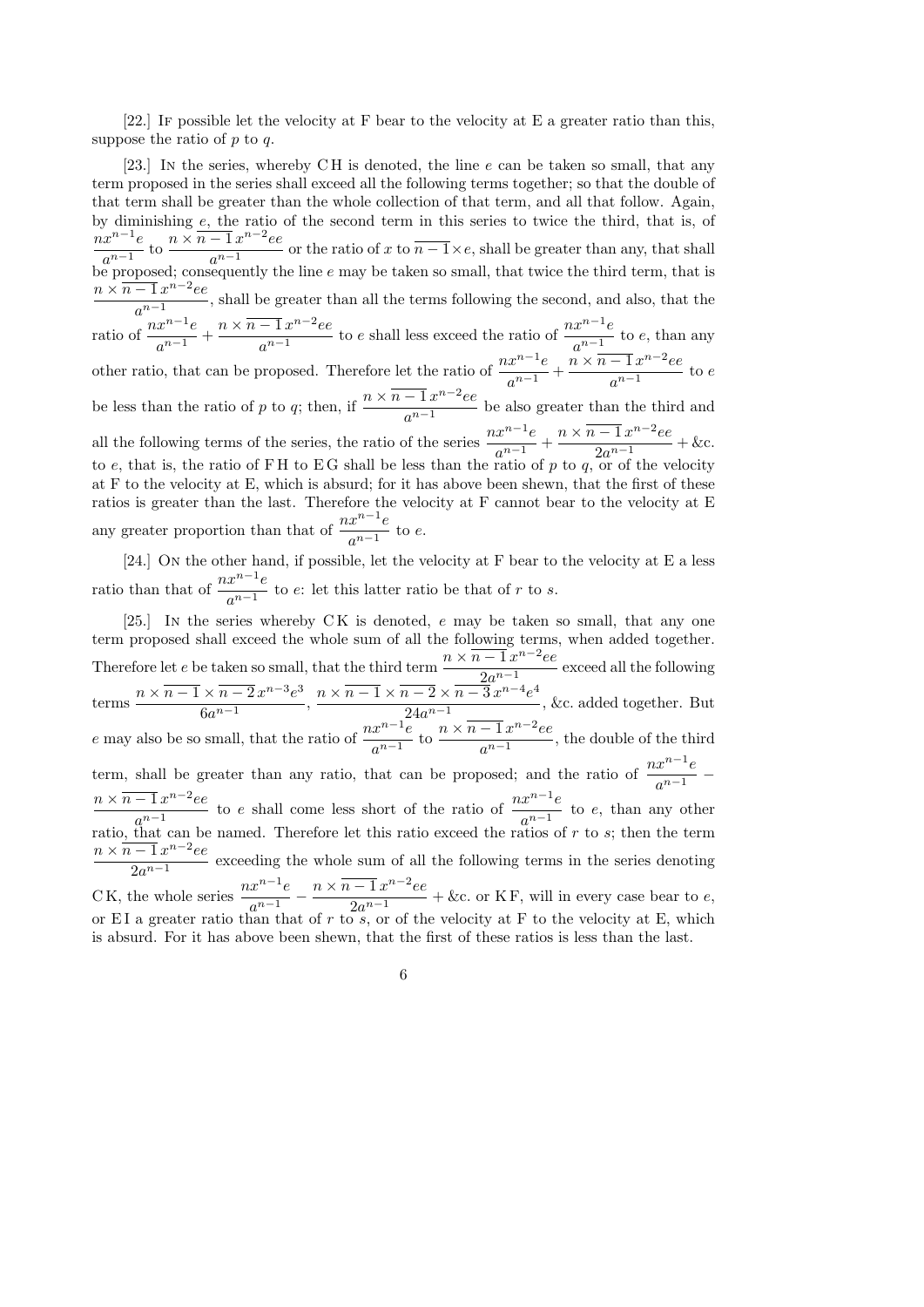[22.] If possible let the velocity at F bear to the velocity at E a greater ratio than this, suppose the ratio of $p$ to $q$.

[23.] In the series, whereby CH is denoted, the line $e$ can be taken so small, that any term proposed in the series shall exceed all the following terms together; so that the double of that term shall be greater than the whole collection of that term, and all that follow. Again, by diminishing $e$, the ratio of the second term in this series to twice the third, that is, of $\frac{nx^{n-1}e}{a^{n-1}}$ to $\frac{n \times \overline{n-1}\, x^{n-2}ee}{a^{n-1}}$ or the ratio of $x$ to $\overline{n-1} \times e$, shall be greater than any, that shall be proposed; consequently the line $e$ may be taken so small, that twice the third term, that is $\frac{n \times \overline{n-1}\, x^{n-2}ee}{a^{n-1}}$, shall be greater than all the terms following the second, and also, that the ratio of $\frac{nx^{n-1}e}{a^{n-1}} + \frac{n \times \overline{n-1}\, x^{n-2}ee}{a^{n-1}}$ to $e$ shall less exceed the ratio of $\frac{nx^{n-1}e}{a^{n-1}}$ to $e$, than any other ratio, that can be proposed. Therefore let the ratio of $\frac{nx^{n-1}e}{a^{n-1}} + \frac{n \times \overline{n-1}\, x^{n-2}ee}{a^{n-1}}$ to $e$ be less than the ratio of $p$ to $q$; then, if $\frac{n \times \overline{n-1}\, x^{n-2}ee}{a^{n-1}}$ be also greater than the third and all the following terms of the series, the ratio of the series $\frac{nx^{n-1}e}{a^{n-1}} + \frac{n \times \overline{n-1}\, x^{n-2}ee}{2a^{n-1}} + \text{\&c.}$ to $e$, that is, the ratio of FH to EG shall be less than the ratio of $p$ to $q$, or of the velocity at F to the velocity at E, which is absurd; for it has above been shewn, that the first of these ratios is greater than the last. Therefore the velocity at F cannot bear to the velocity at E any greater proportion than that of $\frac{nx^{n-1}e}{a^{n-1}}$ to $e$.

[24.] On the other hand, if possible, let the velocity at F bear to the velocity at E a less ratio than that of $\frac{nx^{n-1}e}{a^{n-1}}$ to $e$: let this latter ratio be that of $r$ to $s$.

[25.] In the series whereby CK is denoted, $e$ may be taken so small, that any one term proposed shall exceed the whole sum of all the following terms, when added together. Therefore let $e$ be taken so small, that the third term $\frac{n \times \overline{n-1}\, x^{n-2}ee}{2a^{n-1}}$ exceed all the following terms $\frac{n \times \overline{n-1} \times \overline{n-2}\, x^{n-3}e^3}{6a^{n-1}}$, $\frac{n \times \overline{n-1} \times \overline{n-2} \times \overline{n-3}\, x^{n-4}e^4}{24a^{n-1}}$, &c. added together. But $e$ may also be so small, that the ratio of $\frac{nx^{n-1}e}{a^{n-1}}$ to $\frac{n \times \overline{n-1}\, x^{n-2}ee}{a^{n-1}}$, the double of the third term, shall be greater than any ratio, that can be proposed; and the ratio of $\frac{nx^{n-1}e}{a^{n-1}} - \frac{n \times \overline{n-1}\, x^{n-2}ee}{a^{n-1}}$ to $e$ shall come less short of the ratio of $\frac{nx^{n-1}e}{a^{n-1}}$ to $e$, than any other ratio, that can be named. Therefore let this ratio exceed the ratios of $r$ to $s$; then the term $\frac{n \times \overline{n-1}\, x^{n-2}ee}{2a^{n-1}}$ exceeding the whole sum of all the following terms in the series denoting CK, the whole series $\frac{nx^{n-1}e}{a^{n-1}} - \frac{n \times \overline{n-1}\, x^{n-2}ee}{2a^{n-1}} + \text{\&c.}$ or KF, will in every case bear to $e$, or EI a greater ratio than that of $r$ to $s$, or of the velocity at F to the velocity at E, which is absurd. For it has above been shewn, that the first of these ratios is less than the last.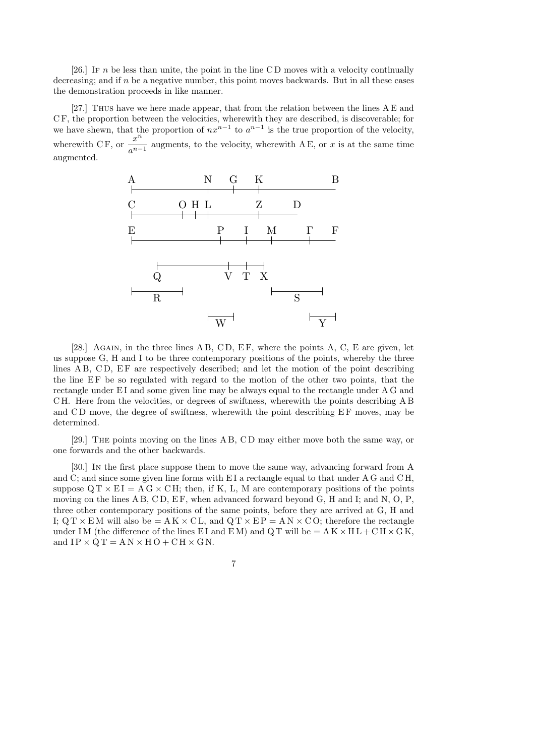[26.] If $n$ be less than unite, the point in the line C D moves with a velocity continually decreasing; and if $n$ be a negative number, this point moves backwards. But in all these cases the demonstration proceeds in like manner.

[27.] Thus have we here made appear, that from the relation between the lines A E and C F, the proportion between the velocities, wherewith they are described, is discoverable; for we have shewn, that the proportion of $nx^{n-1}$ to $a^{n-1}$ is the true proportion of the velocity, wherewith C F, or $\dfrac{x^n}{a^{n-1}}$ augments, to the velocity, wherewith A E, or $x$ is at the same time augmented.

[28.] Again, in the three lines A B, C D, E F, where the points A, C, E are given, let us suppose G, H and I to be three contemporary positions of the points, whereby the three lines A B, C D, E F are respectively described; and let the motion of the point describing the line E F be so regulated with regard to the motion of the other two points, that the rectangle under E I and some given line may be always equal to the rectangle under A G and C H. Here from the velocities, or degrees of swiftness, wherewith the points describing A B and C D move, the degree of swiftness, wherewith the point describing E F moves, may be determined.

[29.] The points moving on the lines A B, C D may either move both the same way, or one forwards and the other backwards.

[30.] In the first place suppose them to move the same way, advancing forward from A and C; and since some given line forms with E I a rectangle equal to that under A G and C H, suppose $\mathrm{QT} \times \mathrm{EI} = \mathrm{AG} \times \mathrm{CH}$; then, if K, L, M are contemporary positions of the points moving on the lines A B, C D, E F, when advanced forward beyond G, H and I; and N, O, P, three other contemporary positions of the same points, before they are arrived at G, H and I; $\mathrm{QT} \times \mathrm{EM}$ will also be $= \mathrm{AK} \times \mathrm{CL}$, and $\mathrm{QT} \times \mathrm{EP} = \mathrm{AN} \times \mathrm{CO}$; therefore the rectangle under I M (the difference of the lines E I and E M) and Q T will be $= \mathrm{AK} \times \mathrm{HL} + \mathrm{CH} \times \mathrm{GK}$, and $\mathrm{IP} \times \mathrm{QT} = \mathrm{AN} \times \mathrm{HO} + \mathrm{CH} \times \mathrm{GN}$.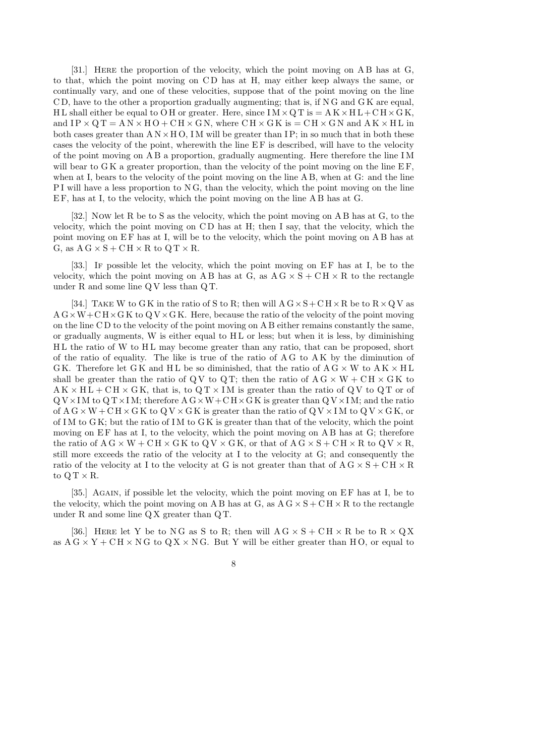[31.] Here the proportion of the velocity, which the point moving on AB has at G, to that, which the point moving on CD has at H, may either keep always the same, or continually vary, and one of these velocities, suppose that of the point moving on the line CD, have to the other a proportion gradually augmenting; that is, if NG and GK are equal, HL shall either be equal to OH or greater. Here, since $IM \times QT$ is $= AK \times HL + CH \times GK$, and $IP \times QT = AN \times HO + CH \times GN$, where $CH \times GK$ is $= CH \times GN$ and $AK \times HL$ in both cases greater than $AN \times HO$, IM will be greater than IP; in so much that in both these cases the velocity of the point, wherewith the line EF is described, will have to the velocity of the point moving on AB a proportion, gradually augmenting. Here therefore the line IM will bear to GK a greater proportion, than the velocity of the point moving on the line EF, when at I, bears to the velocity of the point moving on the line AB, when at G: and the line PI will have a less proportion to NG, than the velocity, which the point moving on the line EF, has at I, to the velocity, which the point moving on the line AB has at G.

[32.] Now let R be to S as the velocity, which the point moving on AB has at G, to the velocity, which the point moving on CD has at H; then I say, that the velocity, which the point moving on EF has at I, will be to the velocity, which the point moving on AB has at G, as $AG \times S + CH \times R$ to $QT \times R$.

[33.] If possible let the velocity, which the point moving on EF has at I, be to the velocity, which the point moving on AB has at G, as $AG \times S + CH \times R$ to the rectangle under R and some line QV less than QT.

[34.] Take W to GK in the ratio of S to R; then will $AG \times S + CH \times R$ be to $R \times QV$ as $AG \times W + CH \times GK$ to $QV \times GK$. Here, because the ratio of the velocity of the point moving on the line CD to the velocity of the point moving on AB either remains constantly the same, or gradually augments, W is either equal to HL or less; but when it is less, by diminishing HL the ratio of W to HL may become greater than any ratio, that can be proposed, short of the ratio of equality. The like is true of the ratio of AG to AK by the diminution of GK. Therefore let GK and HL be so diminished, that the ratio of $AG \times W$ to $AK \times HL$ shall be greater than the ratio of QV to QT; then the ratio of $AG \times W + CH \times GK$ to $AK \times HL + CH \times GK$, that is, to $QT \times IM$ is greater than the ratio of QV to QT or of $QV \times IM$ to $QT \times IM$; therefore $AG \times W + CH \times GK$ is greater than $QV \times IM$; and the ratio of $AG \times W + CH \times GK$ to $QV \times GK$ is greater than the ratio of $QV \times IM$ to $QV \times GK$, or of IM to GK; but the ratio of IM to GK is greater than that of the velocity, which the point moving on EF has at I, to the velocity, which the point moving on AB has at G; therefore the ratio of $AG \times W + CH \times GK$ to $QV \times GK$, or that of $AG \times S + CH \times R$ to $QV \times R$, still more exceeds the ratio of the velocity at I to the velocity at G; and consequently the ratio of the velocity at I to the velocity at G is not greater than that of $AG \times S + CH \times R$ to $QT \times R$.

[35.] Again, if possible let the velocity, which the point moving on EF has at I, be to the velocity, which the point moving on AB has at G, as $AG \times S + CH \times R$ to the rectangle under R and some line QX greater than QT.

[36.] Here let Y be to NG as S to R; then will $AG \times S + CH \times R$ be to $R \times QX$ as $AG \times Y + CH \times NG$ to $QX \times NG$. But Y will be either greater than HO, or equal to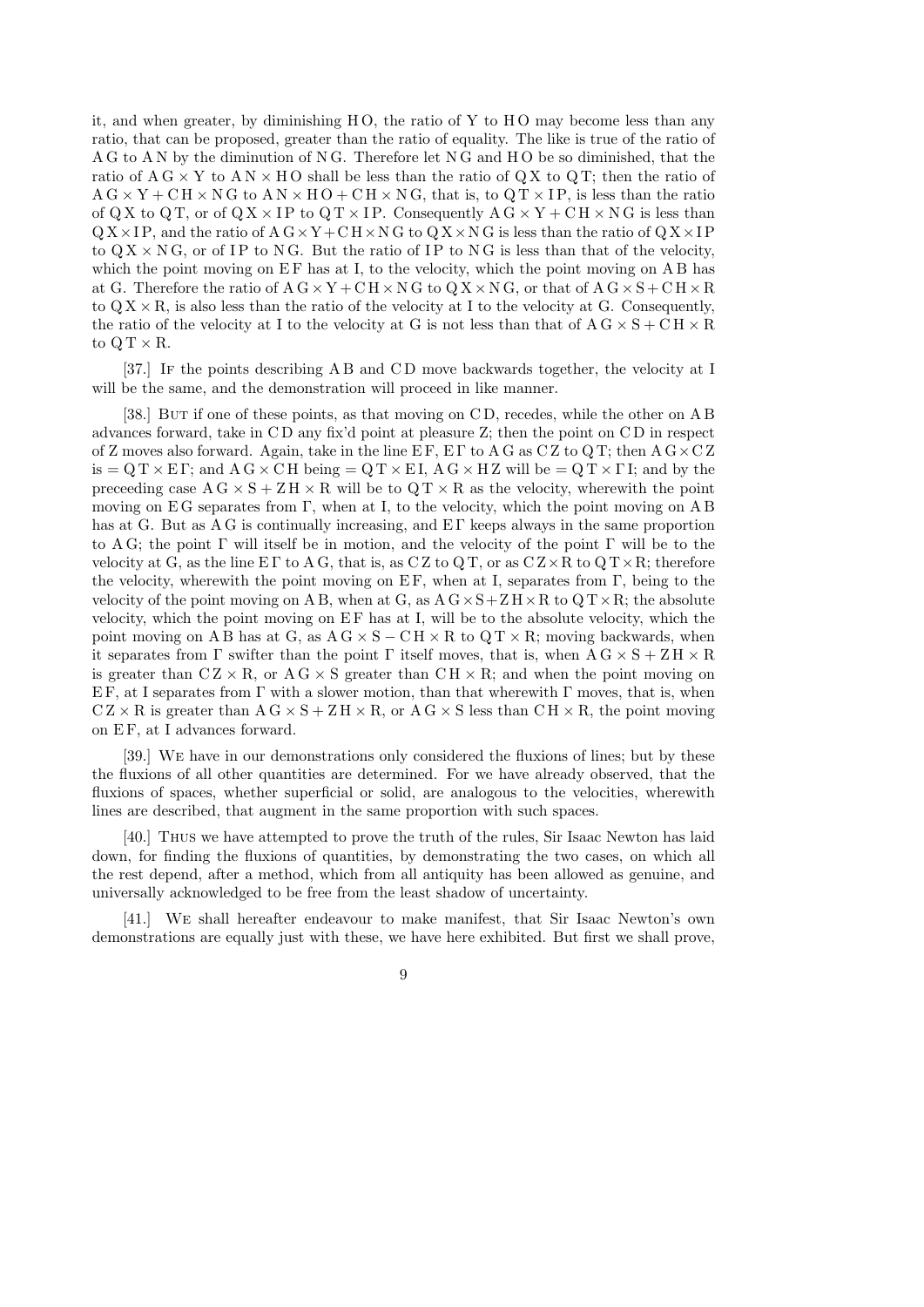it, and when greater, by diminishing $HO$, the ratio of $Y$ to $HO$ may become less than any ratio, that can be proposed, greater than the ratio of equality. The like is true of the ratio of $AG$ to $AN$ by the diminution of $NG$. Therefore let $NG$ and $HO$ be so diminished, that the ratio of $AG \times Y$ to $AN \times HO$ shall be less than the ratio of $QX$ to $QT$; then the ratio of $AG \times Y + CH \times NG$ to $AN \times HO + CH \times NG$, that is, to $QT \times IP$, is less than the ratio of $QX$ to $QT$, or of $QX \times IP$ to $QT \times IP$. Consequently $AG \times Y + CH \times NG$ is less than $QX \times IP$, and the ratio of $AG \times Y + CH \times NG$ to $QX \times NG$ is less than the ratio of $QX \times IP$ to $QX \times NG$, or of $IP$ to $NG$. But the ratio of $IP$ to $NG$ is less than that of the velocity, which the point moving on $EF$ has at I, to the velocity, which the point moving on $AB$ has at G. Therefore the ratio of $AG \times Y + CH \times NG$ to $QX \times NG$, or that of $AG \times S + CH \times R$ to $QX \times R$, is also less than the ratio of the velocity at I to the velocity at G. Consequently, the ratio of the velocity at I to the velocity at G is not less than that of $AG \times S + CH \times R$ to $QT \times R$.

[37.] If the points describing $AB$ and $CD$ move backwards together, the velocity at I will be the same, and the demonstration will proceed in like manner.

[38.] But if one of these points, as that moving on $CD$, recedes, while the other on $AB$ advances forward, take in $CD$ any fix'd point at pleasure Z; then the point on $CD$ in respect of Z moves also forward. Again, take in the line $EF$, $E\Gamma$ to $AG$ as $CZ$ to $QT$; then $AG \times CZ$ is $= QT \times E\Gamma$; and $AG \times CH$ being $= QT \times EI$, $AG \times HZ$ will be $= QT \times \Gamma I$; and by the preceeding case $AG \times S + ZH \times R$ will be to $QT \times R$ as the velocity, wherewith the point moving on $EG$ separates from $\Gamma$, when at I, to the velocity, which the point moving on $AB$ has at G. But as $AG$ is continually increasing, and $E\Gamma$ keeps always in the same proportion to $AG$; the point $\Gamma$ will itself be in motion, and the velocity of the point $\Gamma$ will be to the velocity at G, as the line $E\Gamma$ to $AG$, that is, as $CZ$ to $QT$, or as $CZ \times R$ to $QT \times R$; therefore the velocity, wherewith the point moving on $EF$, when at I, separates from $\Gamma$, being to the velocity of the point moving on $AB$, when at G, as $AG \times S + ZH \times R$ to $QT \times R$; the absolute velocity, which the point moving on $EF$ has at I, will be to the absolute velocity, which the point moving on $AB$ has at G, as $AG \times S - CH \times R$ to $QT \times R$; moving backwards, when it separates from $\Gamma$ swifter than the point $\Gamma$ itself moves, that is, when $AG \times S + ZH \times R$ is greater than $CZ \times R$, or $AG \times S$ greater than $CH \times R$; and when the point moving on $EF$, at I separates from $\Gamma$ with a slower motion, than that wherewith $\Gamma$ moves, that is, when $CZ \times R$ is greater than $AG \times S + ZH \times R$, or $AG \times S$ less than $CH \times R$, the point moving on $EF$, at I advances forward.

[39.] We have in our demonstrations only considered the fluxions of lines; but by these the fluxions of all other quantities are determined. For we have already observed, that the fluxions of spaces, whether superficial or solid, are analogous to the velocities, wherewith lines are described, that augment in the same proportion with such spaces.

[40.] Thus we have attempted to prove the truth of the rules, Sir Isaac Newton has laid down, for finding the fluxions of quantities, by demonstrating the two cases, on which all the rest depend, after a method, which from all antiquity has been allowed as genuine, and universally acknowledged to be free from the least shadow of uncertainty.

[41.] We shall hereafter endeavour to make manifest, that Sir Isaac Newton's own demonstrations are equally just with these, we have here exhibited. But first we shall prove,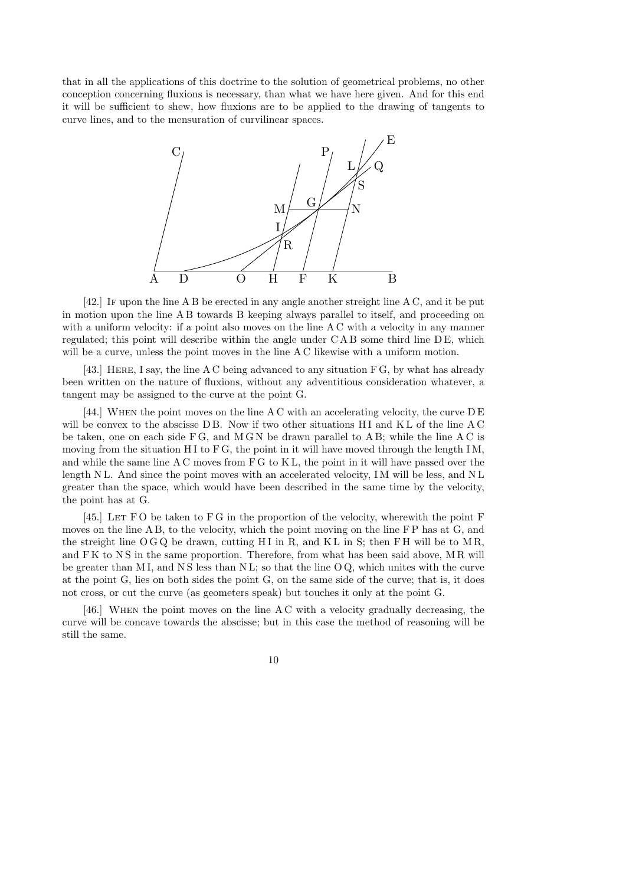that in all the applications of this doctrine to the solution of geometrical problems, no other conception concerning fluxions is necessary, than what we have here given. And for this end it will be sufficient to shew, how fluxions are to be applied to the drawing of tangents to curve lines, and to the mensuration of curvilinear spaces.

[42.] If upon the line A B be erected in any angle another streight line A C, and it be put in motion upon the line A B towards B keeping always parallel to itself, and proceeding on with a uniform velocity: if a point also moves on the line A C with a velocity in any manner regulated; this point will describe within the angle under C A B some third line D E, which will be a curve, unless the point moves in the line A C likewise with a uniform motion.

[43.] Here, I say, the line A C being advanced to any situation F G, by what has already been written on the nature of fluxions, without any adventitious consideration whatever, a tangent may be assigned to the curve at the point G.

[44.] When the point moves on the line A C with an accelerating velocity, the curve D E will be convex to the abscisse D B. Now if two other situations H I and K L of the line A C be taken, one on each side F G, and M G N be drawn parallel to A B; while the line A C is moving from the situation H I to F G, the point in it will have moved through the length I M, and while the same line A C moves from F G to K L, the point in it will have passed over the length N L. And since the point moves with an accelerated velocity, I M will be less, and N L greater than the space, which would have been described in the same time by the velocity, the point has at G.

[45.] Let F O be taken to F G in the proportion of the velocity, wherewith the point F moves on the line A B, to the velocity, which the point moving on the line F P has at G, and the streight line O G Q be drawn, cutting H I in R, and K L in S; then F H will be to M R, and F K to N S in the same proportion. Therefore, from what has been said above, M R will be greater than M I, and N S less than N L; so that the line O Q, which unites with the curve at the point G, lies on both sides the point G, on the same side of the curve; that is, it does not cross, or cut the curve (as geometers speak) but touches it only at the point G.

[46.] When the point moves on the line A C with a velocity gradually decreasing, the curve will be concave towards the abscisse; but in this case the method of reasoning will be still the same.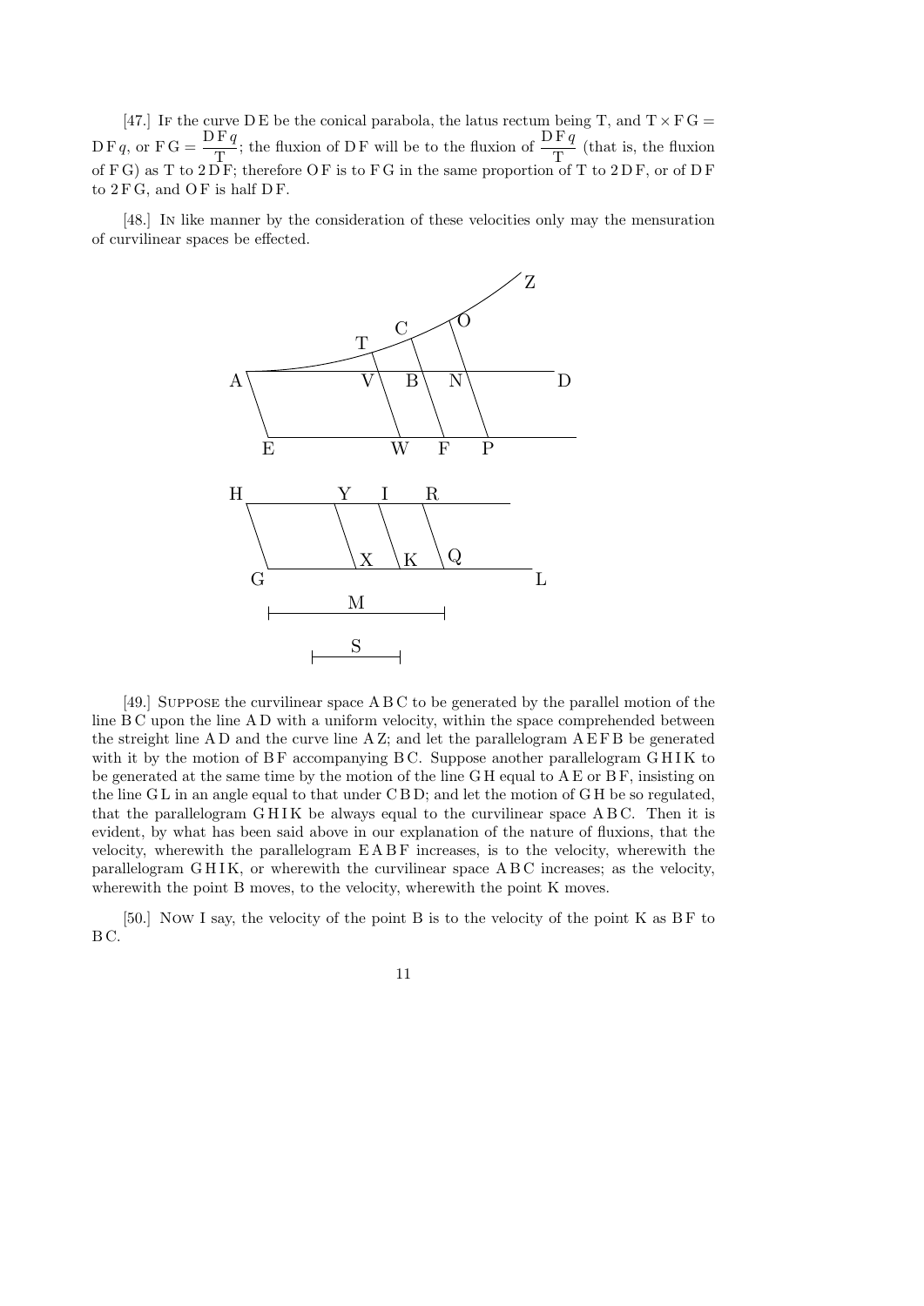[47.] If the curve D E be the conical parabola, the latus rectum being T, and $\mathrm{T} \times \mathrm{F\,G} = \mathrm{D\,F}\,q$, or $\mathrm{F\,G} = \dfrac{\mathrm{D\,F}\,q}{\mathrm{T}}$; the fluxion of D F will be to the fluxion of $\dfrac{\mathrm{D\,F}\,q}{\mathrm{T}}$ (that is, the fluxion of F G) as T to 2 D F; therefore O F is to F G in the same proportion of T to 2 D F, or of D F to 2 F G, and O F is half D F.

[48.] In like manner by the consideration of these velocities only may the mensuration of curvilinear spaces be effected.

[49.] Suppose the curvilinear space A B C to be generated by the parallel motion of the line B C upon the line A D with a uniform velocity, within the space comprehended between the streight line A D and the curve line A Z; and let the parallelogram A E F B be generated with it by the motion of B F accompanying B C. Suppose another parallelogram G H I K to be generated at the same time by the motion of the line G H equal to A E or B F, insisting on the line G L in an angle equal to that under C B D; and let the motion of G H be so regulated, that the parallelogram G H I K be always equal to the curvilinear space A B C. Then it is evident, by what has been said above in our explanation of the nature of fluxions, that the velocity, wherewith the parallelogram E A B F increases, is to the velocity, wherewith the parallelogram G H I K, or wherewith the curvilinear space A B C increases; as the velocity, wherewith the point B moves, to the velocity, wherewith the point K moves.

[50.] Now I say, the velocity of the point B is to the velocity of the point K as B F to B C.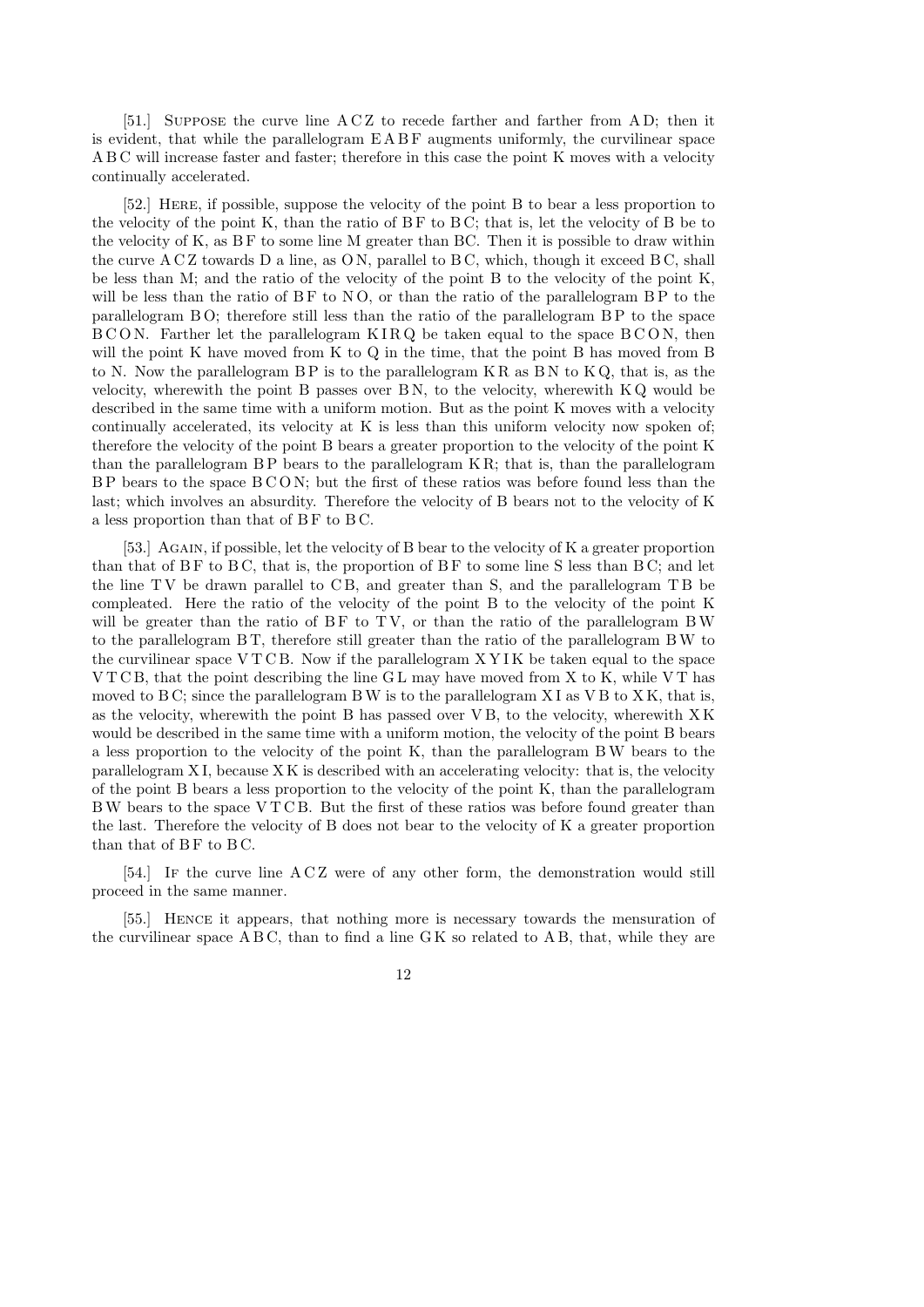[51.] Suppose the curve line A C Z to recede farther and farther from A D; then it is evident, that while the parallelogram E A B F augments uniformly, the curvilinear space A B C will increase faster and faster; therefore in this case the point K moves with a velocity continually accelerated.

[52.] Here, if possible, suppose the velocity of the point B to bear a less proportion to the velocity of the point K, than the ratio of B F to B C; that is, let the velocity of B be to the velocity of K, as B F to some line M greater than BC. Then it is possible to draw within the curve A C Z towards D a line, as O N, parallel to B C, which, though it exceed B C, shall be less than M; and the ratio of the velocity of the point B to the velocity of the point K, will be less than the ratio of B F to N O, or than the ratio of the parallelogram B P to the parallelogram B O; therefore still less than the ratio of the parallelogram B P to the space B C O N. Farther let the parallelogram K I R Q be taken equal to the space B C O N, then will the point K have moved from K to Q in the time, that the point B has moved from B to N. Now the parallelogram B P is to the parallelogram K R as B N to K Q, that is, as the velocity, wherewith the point B passes over B N, to the velocity, wherewith K Q would be described in the same time with a uniform motion. But as the point K moves with a velocity continually accelerated, its velocity at K is less than this uniform velocity now spoken of; therefore the velocity of the point B bears a greater proportion to the velocity of the point K than the parallelogram B P bears to the parallelogram K R; that is, than the parallelogram B P bears to the space B C O N; but the first of these ratios was before found less than the last; which involves an absurdity. Therefore the velocity of B bears not to the velocity of K a less proportion than that of B F to B C.

[53.] Again, if possible, let the velocity of B bear to the velocity of K a greater proportion than that of B F to B C, that is, the proportion of B F to some line S less than B C; and let the line T V be drawn parallel to C B, and greater than S, and the parallelogram T B be compleated. Here the ratio of the velocity of the point B to the velocity of the point K will be greater than the ratio of B F to T V, or than the ratio of the parallelogram B W to the parallelogram B T, therefore still greater than the ratio of the parallelogram B W to the curvilinear space V T C B. Now if the parallelogram X Y I K be taken equal to the space V T C B, that the point describing the line G L may have moved from X to K, while V T has moved to B C; since the parallelogram B W is to the parallelogram X I as V B to X K, that is, as the velocity, wherewith the point B has passed over V B, to the velocity, wherewith X K would be described in the same time with a uniform motion, the velocity of the point B bears a less proportion to the velocity of the point K, than the parallelogram B W bears to the parallelogram X I, because X K is described with an accelerating velocity: that is, the velocity of the point B bears a less proportion to the velocity of the point K, than the parallelogram B W bears to the space V T C B. But the first of these ratios was before found greater than the last. Therefore the velocity of B does not bear to the velocity of K a greater proportion than that of B F to B C.

[54.] If the curve line A C Z were of any other form, the demonstration would still proceed in the same manner.

[55.] Hence it appears, that nothing more is necessary towards the mensuration of the curvilinear space A B C, than to find a line G K so related to A B, that, while they are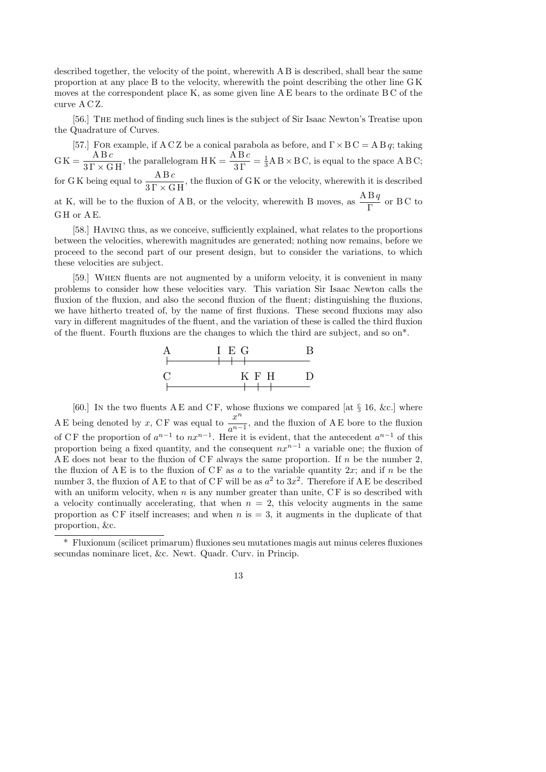described together, the velocity of the point, wherewith A B is described, shall bear the same proportion at any place B to the velocity, wherewith the point describing the other line G K moves at the correspondent place K, as some given line A E bears to the ordinate B C of the curve A C Z.

[56.] The method of finding such lines is the subject of Sir Isaac Newton's Treatise upon the Quadrature of Curves.

[57.] For example, if A C Z be a conical parabola as before, and $\Gamma \times \mathrm{BC} = \mathrm{AB}\,q$; taking $\mathrm{GK} = \dfrac{\mathrm{AB}\,c}{3\Gamma \times \mathrm{GH}}$, the parallelogram $\mathrm{HK} = \dfrac{\mathrm{AB}\,c}{3\Gamma} = \frac{1}{3}\mathrm{AB} \times \mathrm{BC}$, is equal to the space A B C; for G K being equal to $\dfrac{\mathrm{AB}\,c}{3\Gamma \times \mathrm{GH}}$, the fluxion of G K or the velocity, wherewith it is described at K, will be to the fluxion of A B, or the velocity, wherewith B moves, as $\dfrac{\mathrm{AB}\,q}{\Gamma}$ or B C to G H or A E.

[58.] Having thus, as we conceive, sufficiently explained, what relates to the proportions between the velocities, wherewith magnitudes are generated; nothing now remains, before we proceed to the second part of our present design, but to consider the variations, to which these velocities are subject.

[59.] When fluents are not augmented by a uniform velocity, it is convenient in many problems to consider how these velocities vary. This variation Sir Isaac Newton calls the fluxion of the fluxion, and also the second fluxion of the fluent; distinguishing the fluxions, we have hitherto treated of, by the name of first fluxions. These second fluxions may also vary in different magnitudes of the fluent, and the variation of these is called the third fluxion of the fluent. Fourth fluxions are the changes to which the third are subject, and so on*.

A I E G B

C K F H D

[60.] In the two fluents A E and C F, whose fluxions we compared [at § 16, &c.] where A E being denoted by $x$, C F was equal to $\dfrac{x^n}{a^{n-1}}$, and the fluxion of A E bore to the fluxion of C F the proportion of $a^{n-1}$ to $nx^{n-1}$. Here it is evident, that the antecedent $a^{n-1}$ of this proportion being a fixed quantity, and the consequent $nx^{n-1}$ a variable one; the fluxion of A E does not bear to the fluxion of C F always the same proportion. If $n$ be the number 2, the fluxion of A E is to the fluxion of C F as $a$ to the variable quantity $2x$; and if $n$ be the number 3, the fluxion of A E to that of C F will be as $a^2$ to $3x^2$. Therefore if A E be described with an uniform velocity, when $n$ is any number greater than unite, C F is so described with a velocity continually accelerating, that when $n = 2$, this velocity augments in the same proportion as C F itself increases; and when $n$ is $= 3$, it augments in the duplicate of that proportion, &c.

* Fluxionum (scilicet primarum) fluxiones seu mutationes magis aut minus celeres fluxiones secundas nominare licet, &c. Newt. Quadr. Curv. in Princip.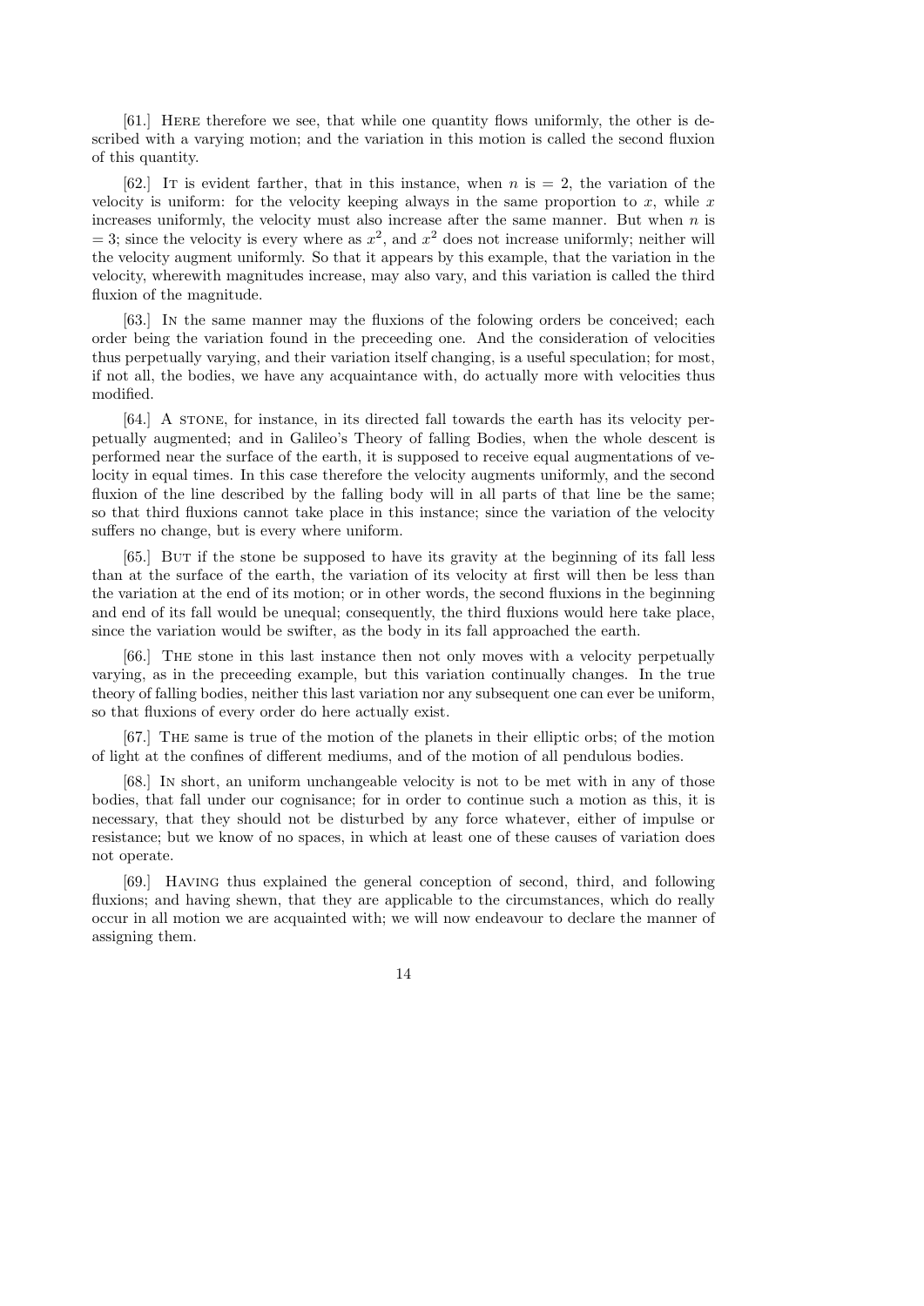[61.] Here therefore we see, that while one quantity flows uniformly, the other is described with a varying motion; and the variation in this motion is called the second fluxion of this quantity.

[62.] It is evident farther, that in this instance, when $n$ is $= 2$, the variation of the velocity is uniform: for the velocity keeping always in the same proportion to $x$, while $x$ increases uniformly, the velocity must also increase after the same manner. But when $n$ is $= 3$; since the velocity is every where as $x^2$, and $x^2$ does not increase uniformly; neither will the velocity augment uniformly. So that it appears by this example, that the variation in the velocity, wherewith magnitudes increase, may also vary, and this variation is called the third fluxion of the magnitude.

[63.] In the same manner may the fluxions of the folowing orders be conceived; each order being the variation found in the preceeding one. And the consideration of velocities thus perpetually varying, and their variation itself changing, is a useful speculation; for most, if not all, the bodies, we have any acquaintance with, do actually more with velocities thus modified.

[64.] A stone, for instance, in its directed fall towards the earth has its velocity perpetually augmented; and in Galileo's Theory of falling Bodies, when the whole descent is performed near the surface of the earth, it is supposed to receive equal augmentations of velocity in equal times. In this case therefore the velocity augments uniformly, and the second fluxion of the line described by the falling body will in all parts of that line be the same; so that third fluxions cannot take place in this instance; since the variation of the velocity suffers no change, but is every where uniform.

[65.] But if the stone be supposed to have its gravity at the beginning of its fall less than at the surface of the earth, the variation of its velocity at first will then be less than the variation at the end of its motion; or in other words, the second fluxions in the beginning and end of its fall would be unequal; consequently, the third fluxions would here take place, since the variation would be swifter, as the body in its fall approached the earth.

[66.] The stone in this last instance then not only moves with a velocity perpetually varying, as in the preceeding example, but this variation continually changes. In the true theory of falling bodies, neither this last variation nor any subsequent one can ever be uniform, so that fluxions of every order do here actually exist.

[67.] The same is true of the motion of the planets in their elliptic orbs; of the motion of light at the confines of different mediums, and of the motion of all pendulous bodies.

[68.] In short, an uniform unchangeable velocity is not to be met with in any of those bodies, that fall under our cognisance; for in order to continue such a motion as this, it is necessary, that they should not be disturbed by any force whatever, either of impulse or resistance; but we know of no spaces, in which at least one of these causes of variation does not operate.

[69.] Having thus explained the general conception of second, third, and following fluxions; and having shewn, that they are applicable to the circumstances, which do really occur in all motion we are acquainted with; we will now endeavour to declare the manner of assigning them.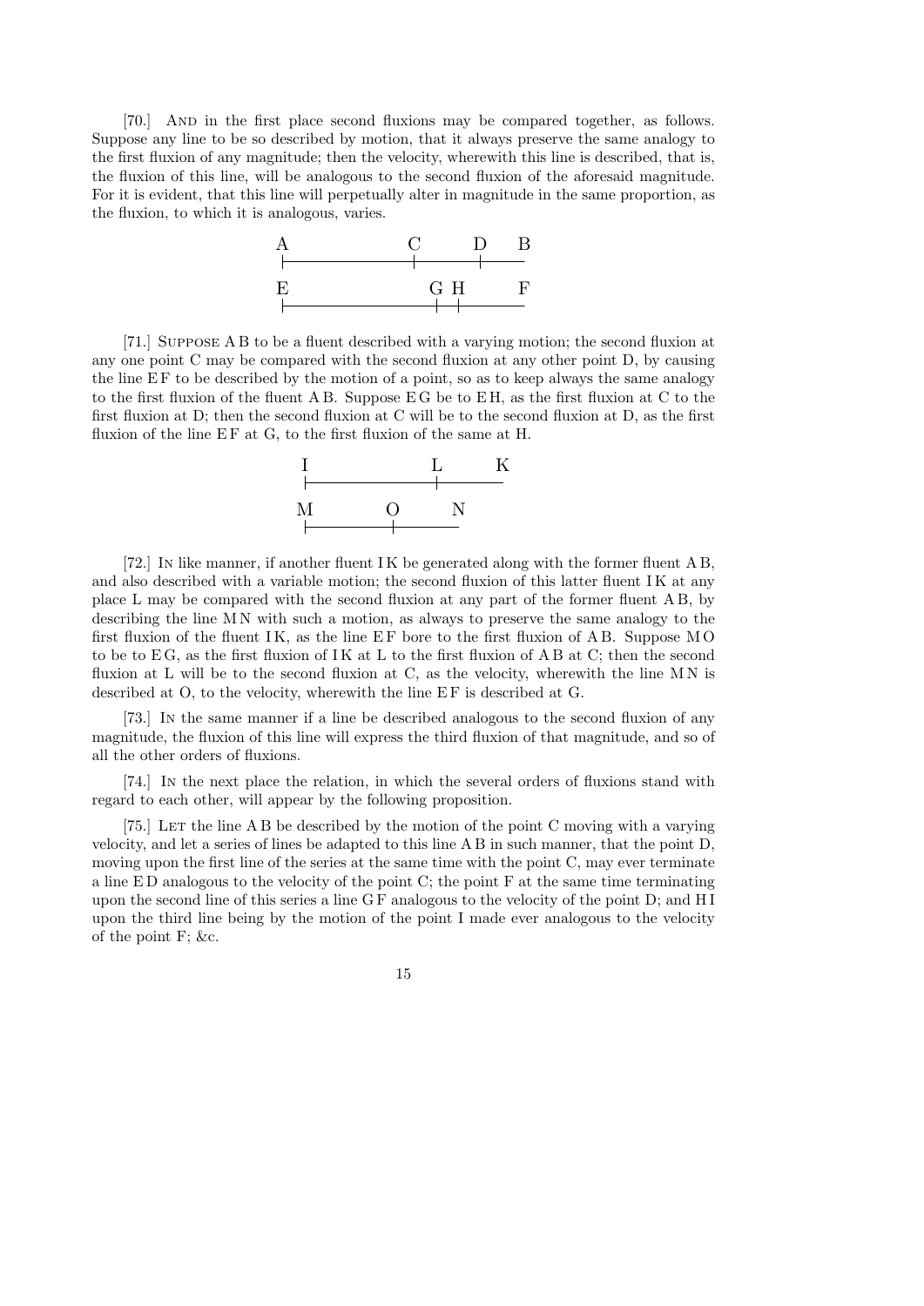[70.] And in the first place second fluxions may be compared together, as follows. Suppose any line to be so described by motion, that it always preserve the same analogy to the first fluxion of any magnitude; then the velocity, wherewith this line is described, that is, the fluxion of this line, will be analogous to the second fluxion of the aforesaid magnitude. For it is evident, that this line will perpetually alter in magnitude in the same proportion, as the fluxion, to which it is analogous, varies.

[71.] Suppose A B to be a fluent described with a varying motion; the second fluxion at any one point C may be compared with the second fluxion at any other point D, by causing the line E F to be described by the motion of a point, so as to keep always the same analogy to the first fluxion of the fluent A B. Suppose E G be to E H, as the first fluxion at C to the first fluxion at D; then the second fluxion at C will be to the second fluxion at D, as the first fluxion of the line E F at G, to the first fluxion of the same at H.

[72.] In like manner, if another fluent I K be generated along with the former fluent A B, and also described with a variable motion; the second fluxion of this latter fluent I K at any place L may be compared with the second fluxion at any part of the former fluent A B, by describing the line M N with such a motion, as always to preserve the same analogy to the first fluxion of the fluent I K, as the line E F bore to the first fluxion of A B. Suppose M O to be to E G, as the first fluxion of I K at L to the first fluxion of A B at C; then the second fluxion at L will be to the second fluxion at C, as the velocity, wherewith the line M N is described at O, to the velocity, wherewith the line E F is described at G.

[73.] In the same manner if a line be described analogous to the second fluxion of any magnitude, the fluxion of this line will express the third fluxion of that magnitude, and so of all the other orders of fluxions.

[74.] In the next place the relation, in which the several orders of fluxions stand with regard to each other, will appear by the following proposition.

[75.] Let the line A B be described by the motion of the point C moving with a varying velocity, and let a series of lines be adapted to this line A B in such manner, that the point D, moving upon the first line of the series at the same time with the point C, may ever terminate a line E D analogous to the velocity of the point C; the point F at the same time terminating upon the second line of this series a line G F analogous to the velocity of the point D; and H I upon the third line being by the motion of the point I made ever analogous to the velocity of the point F; &c.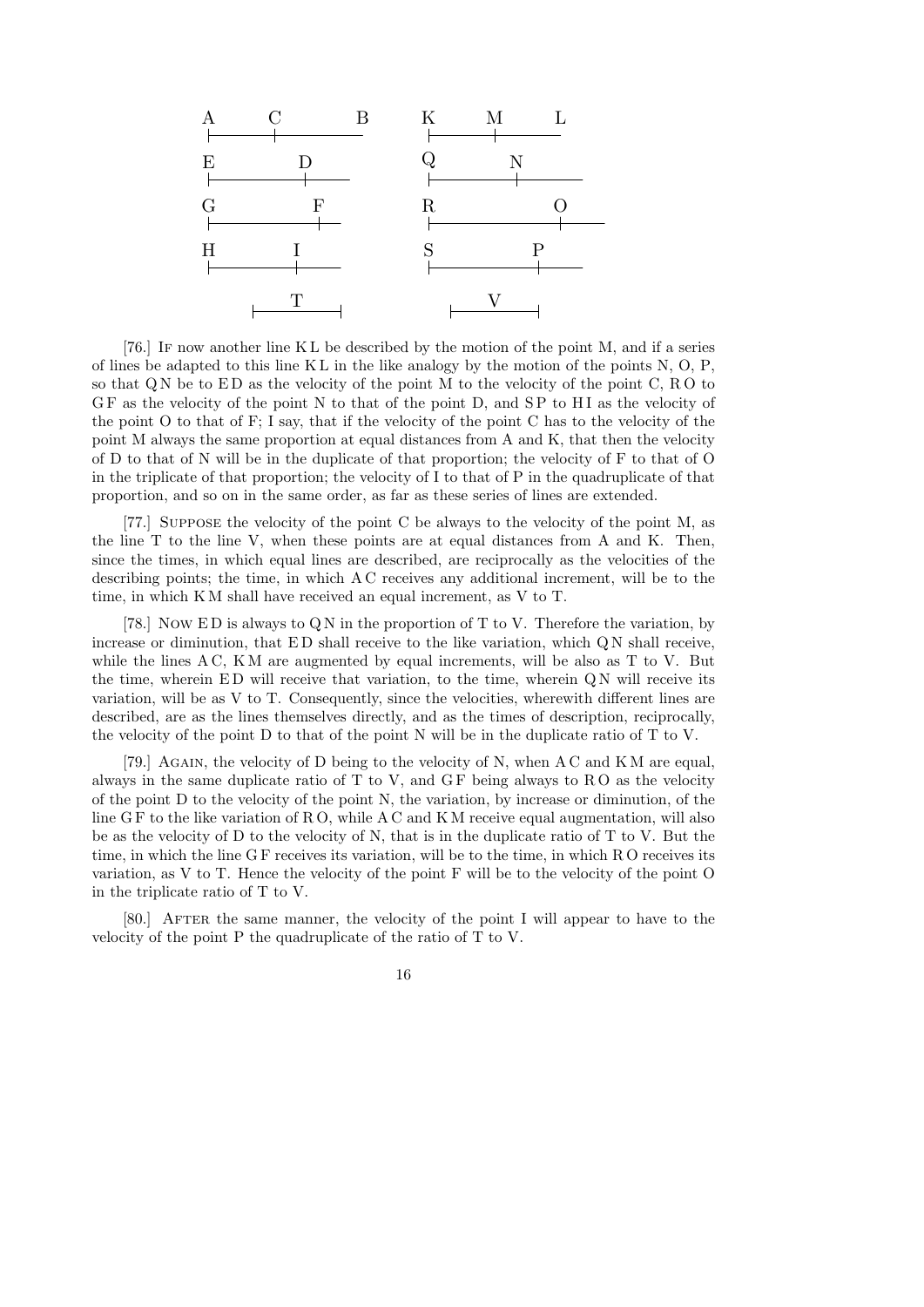[76.] If now another line K L be described by the motion of the point M, and if a series of lines be adapted to this line K L in the like analogy by the motion of the points N, O, P, so that Q N be to E D as the velocity of the point M to the velocity of the point C, R O to G F as the velocity of the point N to that of the point D, and S P to H I as the velocity of the point O to that of F; I say, that if the velocity of the point C has to the velocity of the point M always the same proportion at equal distances from A and K, that then the velocity of D to that of N will be in the duplicate of that proportion; the velocity of F to that of O in the triplicate of that proportion; the velocity of I to that of P in the quadruplicate of that proportion, and so on in the same order, as far as these series of lines are extended.

[77.] Suppose the velocity of the point C be always to the velocity of the point M, as the line T to the line V, when these points are at equal distances from A and K. Then, since the times, in which equal lines are described, are reciprocally as the velocities of the describing points; the time, in which A C receives any additional increment, will be to the time, in which K M shall have received an equal increment, as V to T.

[78.] Now E D is always to Q N in the proportion of T to V. Therefore the variation, by increase or diminution, that E D shall receive to the like variation, which Q N shall receive, while the lines A C, K M are augmented by equal increments, will be also as T to V. But the time, wherein E D will receive that variation, to the time, wherein Q N will receive its variation, will be as V to T. Consequently, since the velocities, wherewith different lines are described, are as the lines themselves directly, and as the times of description, reciprocally, the velocity of the point D to that of the point N will be in the duplicate ratio of T to V.

[79.] Again, the velocity of D being to the velocity of N, when A C and K M are equal, always in the same duplicate ratio of T to V, and G F being always to R O as the velocity of the point D to the velocity of the point N, the variation, by increase or diminution, of the line G F to the like variation of R O, while A C and K M receive equal augmentation, will also be as the velocity of D to the velocity of N, that is in the duplicate ratio of T to V. But the time, in which the line G F receives its variation, will be to the time, in which R O receives its variation, as V to T. Hence the velocity of the point F will be to the velocity of the point O in the triplicate ratio of T to V.

[80.] After the same manner, the velocity of the point I will appear to have to the velocity of the point P the quadruplicate of the ratio of T to V.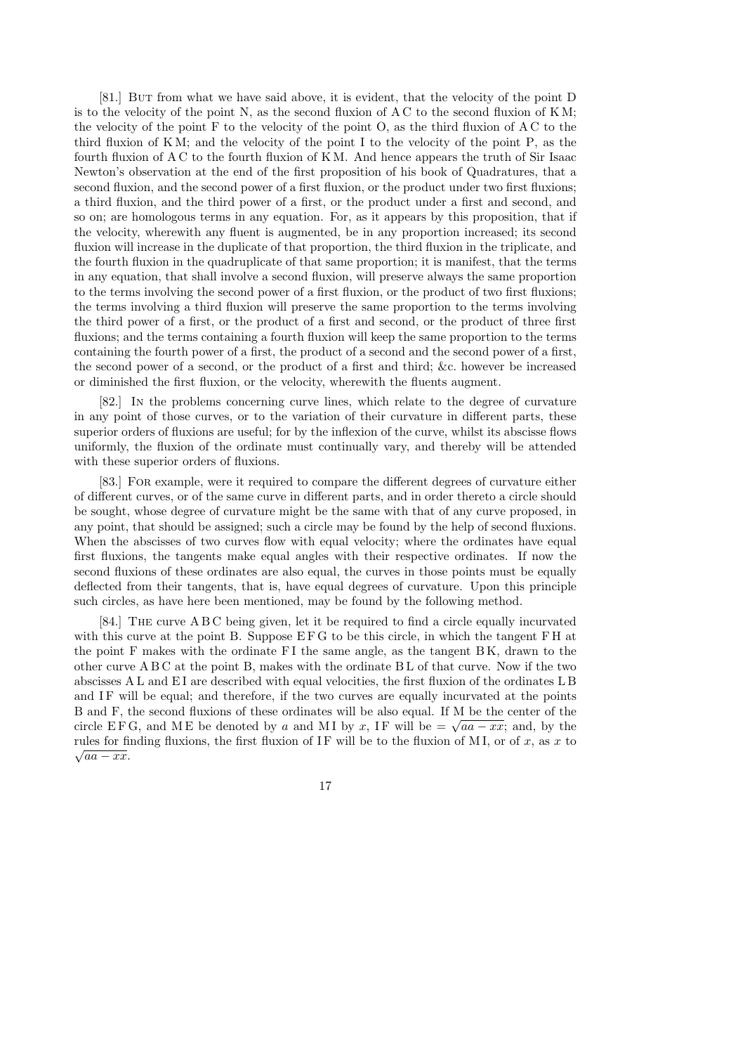[81.] But from what we have said above, it is evident, that the velocity of the point D is to the velocity of the point N, as the second fluxion of A C to the second fluxion of K M; the velocity of the point F to the velocity of the point O, as the third fluxion of A C to the third fluxion of K M; and the velocity of the point I to the velocity of the point P, as the fourth fluxion of A C to the fourth fluxion of K M. And hence appears the truth of Sir Isaac Newton's observation at the end of the first proposition of his book of Quadratures, that a second fluxion, and the second power of a first fluxion, or the product under two first fluxions; a third fluxion, and the third power of a first, or the product under a first and second, and so on; are homologous terms in any equation. For, as it appears by this proposition, that if the velocity, wherewith any fluent is augmented, be in any proportion increased; its second fluxion will increase in the duplicate of that proportion, the third fluxion in the triplicate, and the fourth fluxion in the quadruplicate of that same proportion; it is manifest, that the terms in any equation, that shall involve a second fluxion, will preserve always the same proportion to the terms involving the second power of a first fluxion, or the product of two first fluxions; the terms involving a third fluxion will preserve the same proportion to the terms involving the third power of a first, or the product of a first and second, or the product of three first fluxions; and the terms containing a fourth fluxion will keep the same proportion to the terms containing the fourth power of a first, the product of a second and the second power of a first, the second power of a second, or the product of a first and third; &c. however be increased or diminished the first fluxion, or the velocity, wherewith the fluents augment.

[82.] In the problems concerning curve lines, which relate to the degree of curvature in any point of those curves, or to the variation of their curvature in different parts, these superior orders of fluxions are useful; for by the inflexion of the curve, whilst its abscisse flows uniformly, the fluxion of the ordinate must continually vary, and thereby will be attended with these superior orders of fluxions.

[83.] For example, were it required to compare the different degrees of curvature either of different curves, or of the same curve in different parts, and in order thereto a circle should be sought, whose degree of curvature might be the same with that of any curve proposed, in any point, that should be assigned; such a circle may be found by the help of second fluxions. When the abscisses of two curves flow with equal velocity; where the ordinates have equal first fluxions, the tangents make equal angles with their respective ordinates. If now the second fluxions of these ordinates are also equal, the curves in those points must be equally deflected from their tangents, that is, have equal degrees of curvature. Upon this principle such circles, as have here been mentioned, may be found by the following method.

[84.] The curve A B C being given, let it be required to find a circle equally incurvated with this curve at the point B. Suppose E F G to be this circle, in which the tangent F H at the point F makes with the ordinate F I the same angle, as the tangent B K, drawn to the other curve A B C at the point B, makes with the ordinate B L of that curve. Now if the two abscisses A L and E I are described with equal velocities, the first fluxion of the ordinates L B and I F will be equal; and therefore, if the two curves are equally incurvated at the points B and F, the second fluxions of these ordinates will be also equal. If M be the center of the circle E F G, and M E be denoted by $a$ and M I by $x$, I F will be $= \sqrt{aa - xx}$; and, by the rules for finding fluxions, the first fluxion of I F will be to the fluxion of M I, or of $x$, as $x$ to $\sqrt{aa - xx}$.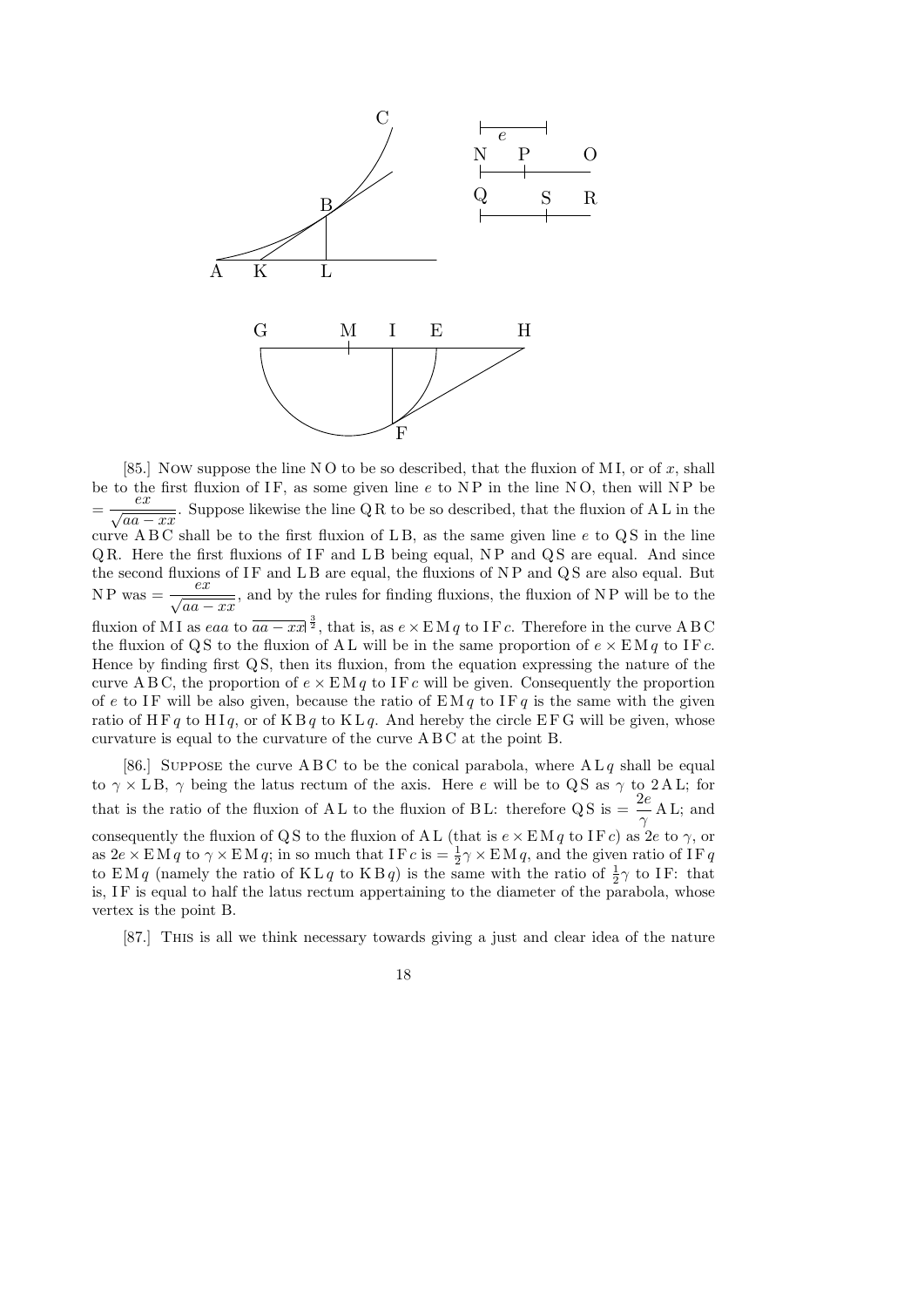[85.] Now suppose the line N O to be so described, that the fluxion of M I, or of $x$, shall be to the first fluxion of I F, as some given line $e$ to N P in the line N O, then will N P be $= \dfrac{ex}{\sqrt{aa - xx}}$. Suppose likewise the line Q R to be so described, that the fluxion of A L in the curve A B C shall be to the first fluxion of L B, as the same given line $e$ to Q S in the line Q R. Here the first fluxions of I F and L B being equal, N P and Q S are equal. And since the second fluxions of I F and L B are equal, the fluxions of N P and Q S are also equal. But N P was $= \dfrac{ex}{\sqrt{aa - xx}}$, and by the rules for finding fluxions, the fluxion of N P will be to the fluxion of M I as $eaa$ to $\overline{aa - xx}|^{\frac{3}{2}}$, that is, as $e \times \mathrm{EM}q$ to $\mathrm{IF}c$. Therefore in the curve A B C the fluxion of Q S to the fluxion of A L will be in the same proportion of $e \times \mathrm{EM}q$ to $\mathrm{IF}c$. Hence by finding first Q S, then its fluxion, from the equation expressing the nature of the curve A B C, the proportion of $e \times \mathrm{EM}q$ to $\mathrm{IF}c$ will be given. Consequently the proportion of $e$ to I F will be also given, because the ratio of $\mathrm{EM}q$ to $\mathrm{IF}q$ is the same with the given ratio of $\mathrm{HF}q$ to $\mathrm{HI}q$, or of $\mathrm{KB}q$ to $\mathrm{KL}q$. And hereby the circle E F G will be given, whose curvature is equal to the curvature of the curve A B C at the point B.

[86.] Suppose the curve A B C to be the conical parabola, where $\mathrm{AL}q$ shall be equal to $\gamma \times \mathrm{LB}$, $\gamma$ being the latus rectum of the axis. Here $e$ will be to Q S as $\gamma$ to 2 A L; for that is the ratio of the fluxion of A L to the fluxion of B L: therefore Q S is $= \dfrac{2e}{\gamma}\,\mathrm{AL}$; and consequently the fluxion of Q S to the fluxion of A L (that is $e \times \mathrm{EM}q$ to $\mathrm{IF}c$) as $2e$ to $\gamma$, or as $2e \times \mathrm{EM}q$ to $\gamma \times \mathrm{EM}q$; in so much that $\mathrm{IF}c$ is $= \frac{1}{2}\gamma \times \mathrm{EM}q$, and the given ratio of $\mathrm{IF}q$ to $\mathrm{EM}q$ (namely the ratio of $\mathrm{KL}q$ to $\mathrm{KB}q$) is the same with the ratio of $\frac{1}{2}\gamma$ to I F: that is, I F is equal to half the latus rectum appertaining to the diameter of the parabola, whose vertex is the point B.

[87.] This is all we think necessary towards giving a just and clear idea of the nature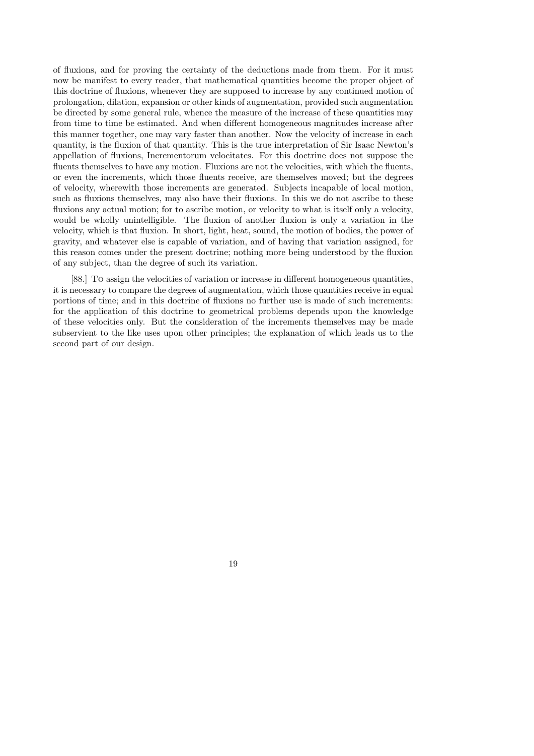of fluxions, and for proving the certainty of the deductions made from them. For it must now be manifest to every reader, that mathematical quantities become the proper object of this doctrine of fluxions, whenever they are supposed to increase by any continued motion of prolongation, dilation, expansion or other kinds of augmentation, provided such augmentation be directed by some general rule, whence the measure of the increase of these quantities may from time to time be estimated. And when different homogeneous magnitudes increase after this manner together, one may vary faster than another. Now the velocity of increase in each quantity, is the fluxion of that quantity. This is the true interpretation of Sir Isaac Newton's appellation of fluxions, Incrementorum velocitates. For this doctrine does not suppose the fluents themselves to have any motion. Fluxions are not the velocities, with which the fluents, or even the increments, which those fluents receive, are themselves moved; but the degrees of velocity, wherewith those increments are generated. Subjects incapable of local motion, such as fluxions themselves, may also have their fluxions. In this we do not ascribe to these fluxions any actual motion; for to ascribe motion, or velocity to what is itself only a velocity, would be wholly unintelligible. The fluxion of another fluxion is only a variation in the velocity, which is that fluxion. In short, light, heat, sound, the motion of bodies, the power of gravity, and whatever else is capable of variation, and of having that variation assigned, for this reason comes under the present doctrine; nothing more being understood by the fluxion of any subject, than the degree of such its variation.

[88.] To assign the velocities of variation or increase in different homogeneous quantities, it is necessary to compare the degrees of augmentation, which those quantities receive in equal portions of time; and in this doctrine of fluxions no further use is made of such increments: for the application of this doctrine to geometrical problems depends upon the knowledge of these velocities only. But the consideration of the increments themselves may be made subservient to the like uses upon other principles; the explanation of which leads us to the second part of our design.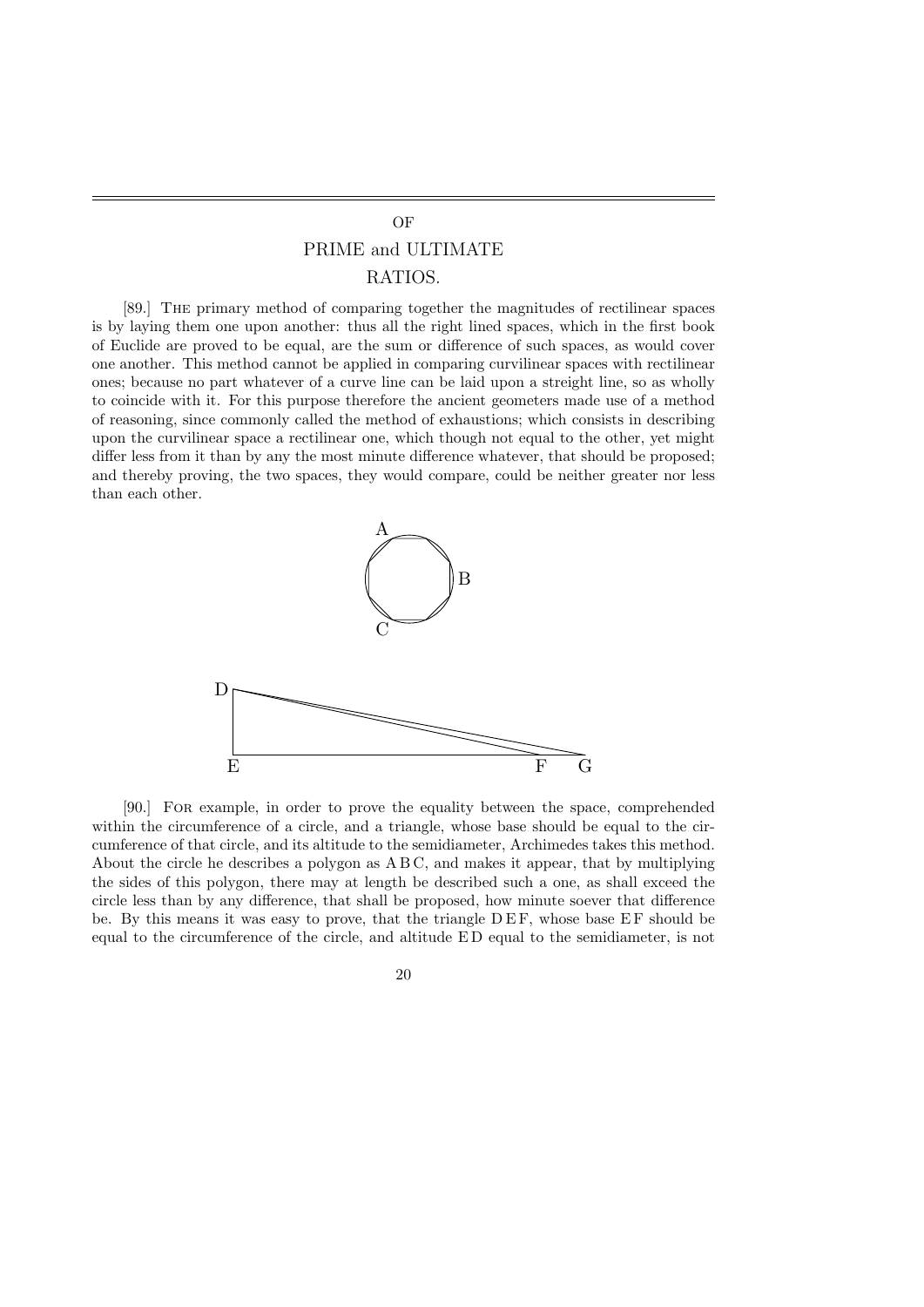# OF PRIME and ULTIMATE RATIOS.

[89.] THE primary method of comparing together the magnitudes of rectilinear spaces is by laying them one upon another: thus all the right lined spaces, which in the first book of Euclide are proved to be equal, are the sum or difference of such spaces, as would cover one another. This method cannot be applied in comparing curvilinear spaces with rectilinear ones; because no part whatever of a curve line can be laid upon a streight line, so as wholly to coincide with it. For this purpose therefore the ancient geometers made use of a method of reasoning, since commonly called the method of exhaustions; which consists in describing upon the curvilinear space a rectilinear one, which though not equal to the other, yet might differ less from it than by any the most minute difference whatever, that should be proposed; and thereby proving, the two spaces, they would compare, could be neither greater nor less than each other.

[90.] FOR example, in order to prove the equality between the space, comprehended within the circumference of a circle, and a triangle, whose base should be equal to the circumference of that circle, and its altitude to the semidiameter, Archimedes takes this method. About the circle he describes a polygon as A B C, and makes it appear, that by multiplying the sides of this polygon, there may at length be described such a one, as shall exceed the circle less than by any difference, that shall be proposed, how minute soever that difference be. By this means it was easy to prove, that the triangle D E F, whose base E F should be equal to the circumference of the circle, and altitude E D equal to the semidiameter, is not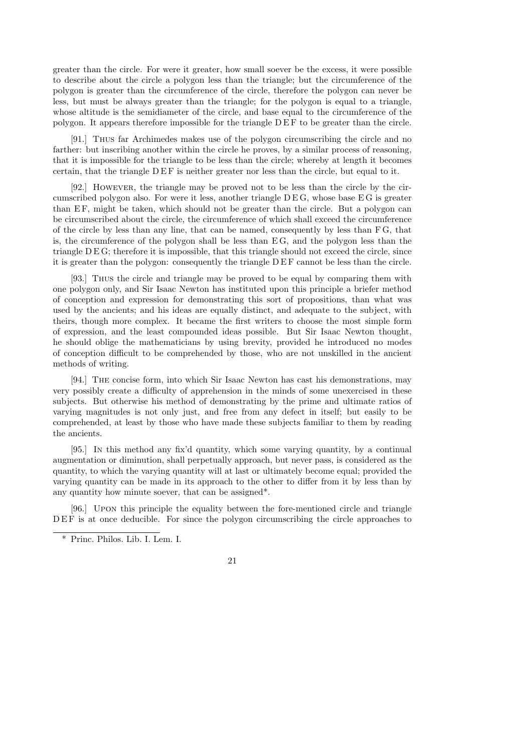greater than the circle. For were it greater, how small soever be the excess, it were possible to describe about the circle a polygon less than the triangle; but the circumference of the polygon is greater than the circumference of the circle, therefore the polygon can never be less, but must be always greater than the triangle; for the polygon is equal to a triangle, whose altitude is the semidiameter of the circle, and base equal to the circumference of the polygon. It appears therefore impossible for the triangle D E F to be greater than the circle.

[91.] THUS far Archimedes makes use of the polygon circumscribing the circle and no farther: but inscribing another within the circle he proves, by a similar process of reasoning, that it is impossible for the triangle to be less than the circle; whereby at length it becomes certain, that the triangle D E F is neither greater nor less than the circle, but equal to it.

[92.] HOWEVER, the triangle may be proved not to be less than the circle by the circumscribed polygon also. For were it less, another triangle D E G, whose base E G is greater than E F, might be taken, which should not be greater than the circle. But a polygon can be circumscribed about the circle, the circumference of which shall exceed the circumference of the circle by less than any line, that can be named, consequently by less than F G, that is, the circumference of the polygon shall be less than E G, and the polygon less than the triangle D E G; therefore it is impossible, that this triangle should not exceed the circle, since it is greater than the polygon: consequently the triangle D E F cannot be less than the circle.

[93.] THUS the circle and triangle may be proved to be equal by comparing them with one polygon only, and Sir Isaac Newton has instituted upon this principle a briefer method of conception and expression for demonstrating this sort of propositions, than what was used by the ancients; and his ideas are equally distinct, and adequate to the subject, with theirs, though more complex. It became the first writers to choose the most simple form of expression, and the least compounded ideas possible. But Sir Isaac Newton thought, he should oblige the mathematicians by using brevity, provided he introduced no modes of conception difficult to be comprehended by those, who are not unskilled in the ancient methods of writing.

[94.] THE concise form, into which Sir Isaac Newton has cast his demonstrations, may very possibly create a difficulty of apprehension in the minds of some unexercised in these subjects. But otherwise his method of demonstrating by the prime and ultimate ratios of varying magnitudes is not only just, and free from any defect in itself; but easily to be comprehended, at least by those who have made these subjects familiar to them by reading the ancients.

[95.] IN this method any fix'd quantity, which some varying quantity, by a continual augmentation or diminution, shall perpetually approach, but never pass, is considered as the quantity, to which the varying quantity will at last or ultimately become equal; provided the varying quantity can be made in its approach to the other to differ from it by less than by any quantity how minute soever, that can be assigned*.

[96.] UPON this principle the equality between the fore-mentioned circle and triangle D E F is at once deducible. For since the polygon circumscribing the circle approaches to

* Princ. Philos. Lib. I. Lem. I.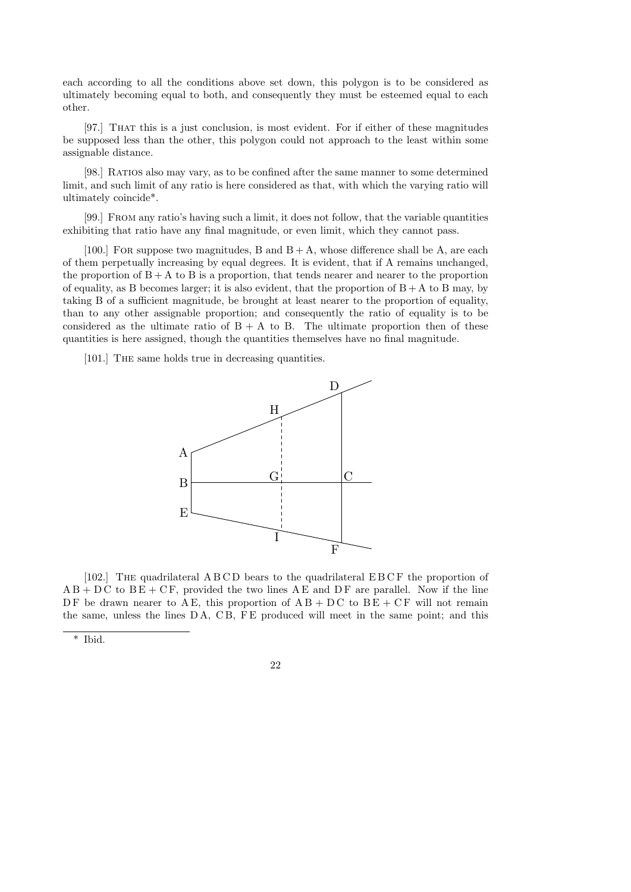each according to all the conditions above set down, this polygon is to be considered as ultimately becoming equal to both, and consequently they must be esteemed equal to each other.

[97.] THAT this is a just conclusion, is most evident. For if either of these magnitudes be supposed less than the other, this polygon could not approach to the least within some assignable distance.

[98.] RATIOS also may vary, as to be confined after the same manner to some determined limit, and such limit of any ratio is here considered as that, with which the varying ratio will ultimately coincide*.

[99.] FROM any ratio's having such a limit, it does not follow, that the variable quantities exhibiting that ratio have any final magnitude, or even limit, which they cannot pass.

[100.] FOR suppose two magnitudes, B and B + A, whose difference shall be A, are each of them perpetually increasing by equal degrees. It is evident, that if A remains unchanged, the proportion of B + A to B is a proportion, that tends nearer and nearer to the proportion of equality, as B becomes larger; it is also evident, that the proportion of B + A to B may, by taking B of a sufficient magnitude, be brought at least nearer to the proportion of equality, than to any other assignable proportion; and consequently the ratio of equality is to be considered as the ultimate ratio of B + A to B. The ultimate proportion then of these quantities is here assigned, though the quantities themselves have no final magnitude.

[101.] THE same holds true in decreasing quantities.

[102.] THE quadrilateral A B C D bears to the quadrilateral E B C F the proportion of A B + D C to B E + C F, provided the two lines A E and D F are parallel. Now if the line D F be drawn nearer to A E, this proportion of A B + D C to B E + C F will not remain the same, unless the lines D A, C B, F E produced will meet in the same point; and this

\* Ibid.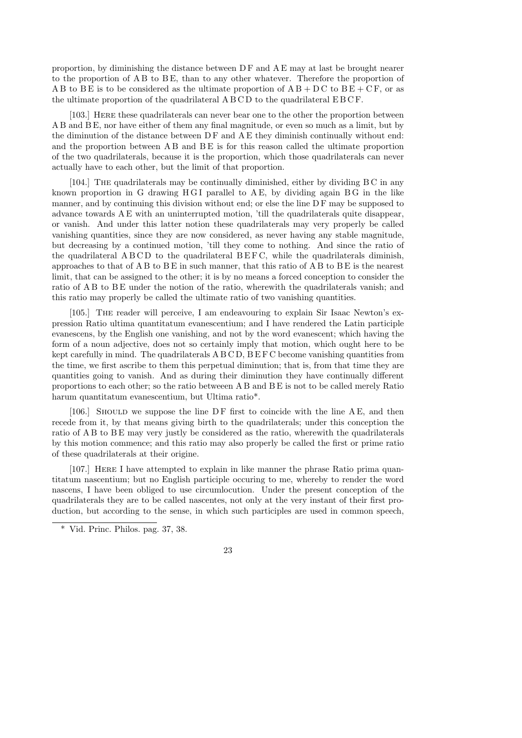proportion, by diminishing the distance between D F and A E may at last be brought nearer to the proportion of A B to B E, than to any other whatever. Therefore the proportion of A B to B E is to be considered as the ultimate proportion of A B + D C to B E + C F, or as the ultimate proportion of the quadrilateral A B C D to the quadrilateral E B C F.

[103.] Here these quadrilaterals can never bear one to the other the proportion between A B and B E, nor have either of them any final magnitude, or even so much as a limit, but by the diminution of the distance between D F and A E they diminish continually without end: and the proportion between A B and B E is for this reason called the ultimate proportion of the two quadrilaterals, because it is the proportion, which those quadrilaterals can never actually have to each other, but the limit of that proportion.

[104.] The quadrilaterals may be continually diminished, either by dividing B C in any known proportion in G drawing H G I parallel to A E, by dividing again B G in the like manner, and by continuing this division without end; or else the line D F may be supposed to advance towards A E with an uninterrupted motion, 'till the quadrilaterals quite disappear, or vanish. And under this latter notion these quadrilaterals may very properly be called vanishing quantities, since they are now considered, as never having any stable magnitude, but decreasing by a continued motion, 'till they come to nothing. And since the ratio of the quadrilateral A B C D to the quadrilateral B E F C, while the quadrilaterals diminish, approaches to that of A B to B E in such manner, that this ratio of A B to B E is the nearest limit, that can be assigned to the other; it is by no means a forced conception to consider the ratio of A B to B E under the notion of the ratio, wherewith the quadrilaterals vanish; and this ratio may properly be called the ultimate ratio of two vanishing quantities.

[105.] The reader will perceive, I am endeavouring to explain Sir Isaac Newton's expression Ratio ultima quantitatum evanescentium; and I have rendered the Latin participle evanescens, by the English one vanishing, and not by the word evanescent; which having the form of a noun adjective, does not so certainly imply that motion, which ought here to be kept carefully in mind. The quadrilaterals A B C D, B E F C become vanishing quantities from the time, we first ascribe to them this perpetual diminution; that is, from that time they are quantities going to vanish. And as during their diminution they have continually different proportions to each other; so the ratio betweeen A B and B E is not to be called merely Ratio harum quantitatum evanescentium, but Ultima ratio*.

[106.] Should we suppose the line D F first to coincide with the line A E, and then recede from it, by that means giving birth to the quadrilaterals; under this conception the ratio of A B to B E may very justly be considered as the ratio, wherewith the quadrilaterals by this motion commence; and this ratio may also properly be called the first or prime ratio of these quadrilaterals at their origine.

[107.] Here I have attempted to explain in like manner the phrase Ratio prima quantitatum nascentium; but no English participle occuring to me, whereby to render the word nascens, I have been obliged to use circumlocution. Under the present conception of the quadrilaterals they are to be called nascentes, not only at the very instant of their first production, but according to the sense, in which such participles are used in common speech,

---

\* Vid. Princ. Philos. pag. 37, 38.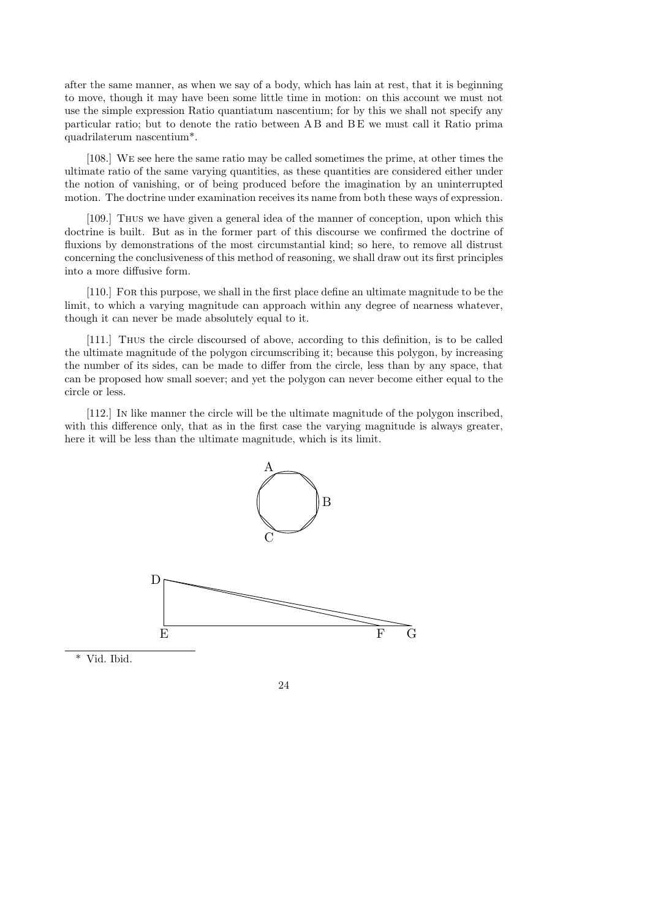after the same manner, as when we say of a body, which has lain at rest, that it is beginning to move, though it may have been some little time in motion: on this account we must not use the simple expression Ratio quantiatum nascentium; for by this we shall not specify any particular ratio; but to denote the ratio between A B and B E we must call it Ratio prima quadrilaterum nascentium*.

[108.] We see here the same ratio may be called sometimes the prime, at other times the ultimate ratio of the same varying quantities, as these quantities are considered either under the notion of vanishing, or of being produced before the imagination by an uninterrupted motion. The doctrine under examination receives its name from both these ways of expression.

[109.] Thus we have given a general idea of the manner of conception, upon which this doctrine is built. But as in the former part of this discourse we confirmed the doctrine of fluxions by demonstrations of the most circumstantial kind; so here, to remove all distrust concerning the conclusiveness of this method of reasoning, we shall draw out its first principles into a more diffusive form.

[110.] For this purpose, we shall in the first place define an ultimate magnitude to be the limit, to which a varying magnitude can approach within any degree of nearness whatever, though it can never be made absolutely equal to it.

[111.] Thus the circle discoursed of above, according to this definition, is to be called the ultimate magnitude of the polygon circumscribing it; because this polygon, by increasing the number of its sides, can be made to differ from the circle, less than by any space, that can be proposed how small soever; and yet the polygon can never become either equal to the circle or less.

[112.] In like manner the circle will be the ultimate magnitude of the polygon inscribed, with this difference only, that as in the first case the varying magnitude is always greater, here it will be less than the ultimate magnitude, which is its limit.

\* Vid. Ibid.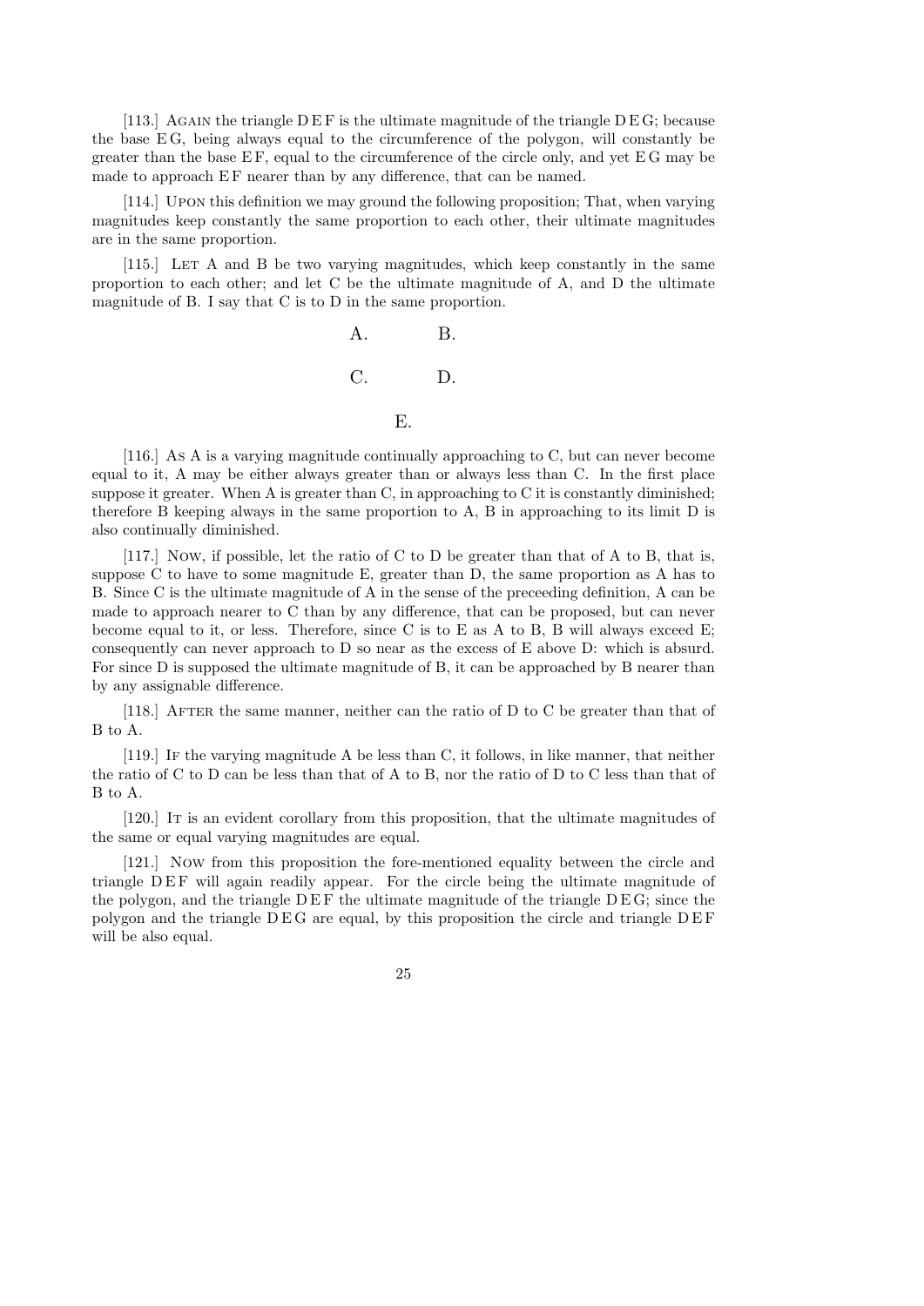[113.] AGAIN the triangle D E F is the ultimate magnitude of the triangle D E G; because the base E G, being always equal to the circumference of the polygon, will constantly be greater than the base E F, equal to the circumference of the circle only, and yet E G may be made to approach E F nearer than by any difference, that can be named.

[114.] UPON this definition we may ground the following proposition; That, when varying magnitudes keep constantly the same proportion to each other, their ultimate magnitudes are in the same proportion.

[115.] LET A and B be two varying magnitudes, which keep constantly in the same proportion to each other; and let C be the ultimate magnitude of A, and D the ultimate magnitude of B. I say that C is to D in the same proportion.

A. B.

C. D.

E.

[116.] AS A is a varying magnitude continually approaching to C, but can never become equal to it, A may be either always greater than or always less than C. In the first place suppose it greater. When A is greater than C, in approaching to C it is constantly diminished; therefore B keeping always in the same proportion to A, B in approaching to its limit D is also continually diminished.

[117.] NOW, if possible, let the ratio of C to D be greater than that of A to B, that is, suppose C to have to some magnitude E, greater than D, the same proportion as A has to B. Since C is the ultimate magnitude of A in the sense of the preceeding definition, A can be made to approach nearer to C than by any difference, that can be proposed, but can never become equal to it, or less. Therefore, since C is to E as A to B, B will always exceed E; consequently can never approach to D so near as the excess of E above D: which is absurd. For since D is supposed the ultimate magnitude of B, it can be approached by B nearer than by any assignable difference.

[118.] AFTER the same manner, neither can the ratio of D to C be greater than that of B to A.

[119.] IF the varying magnitude A be less than C, it follows, in like manner, that neither the ratio of C to D can be less than that of A to B, nor the ratio of D to C less than that of B to A.

[120.] IT is an evident corollary from this proposition, that the ultimate magnitudes of the same or equal varying magnitudes are equal.

[121.] NOW from this proposition the fore-mentioned equality between the circle and triangle D E F will again readily appear. For the circle being the ultimate magnitude of the polygon, and the triangle D E F the ultimate magnitude of the triangle D E G; since the polygon and the triangle D E G are equal, by this proposition the circle and triangle D E F will be also equal.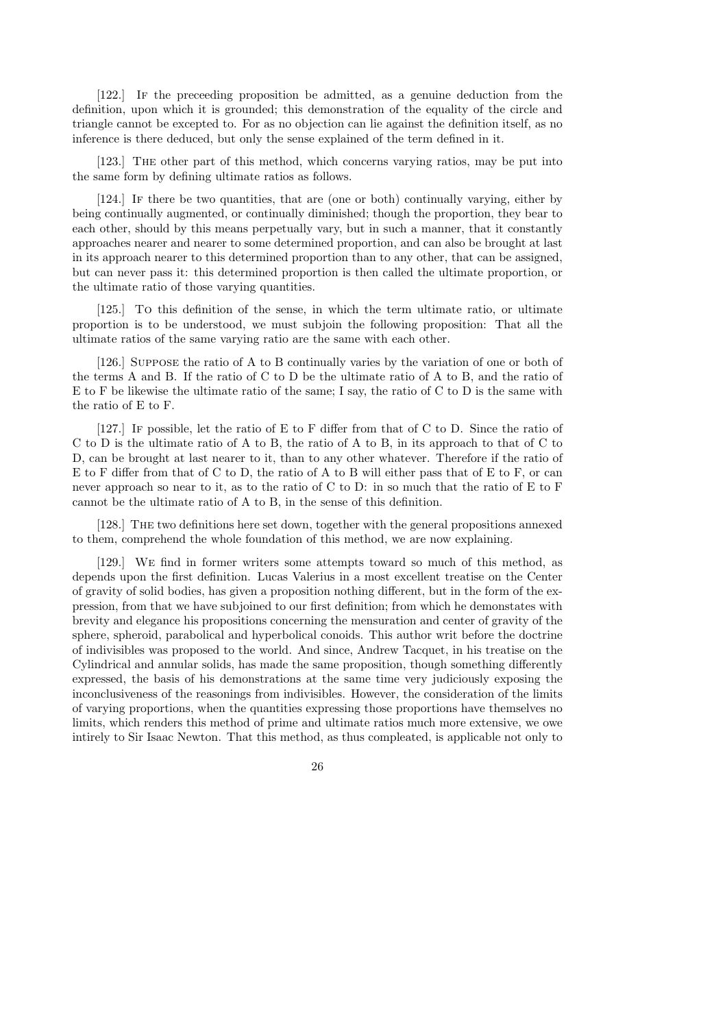[122.] If the preceeding proposition be admitted, as a genuine deduction from the definition, upon which it is grounded; this demonstration of the equality of the circle and triangle cannot be excepted to. For as no objection can lie against the definition itself, as no inference is there deduced, but only the sense explained of the term defined in it.

[123.] The other part of this method, which concerns varying ratios, may be put into the same form by defining ultimate ratios as follows.

[124.] If there be two quantities, that are (one or both) continually varying, either by being continually augmented, or continually diminished; though the proportion, they bear to each other, should by this means perpetually vary, but in such a manner, that it constantly approaches nearer and nearer to some determined proportion, and can also be brought at last in its approach nearer to this determined proportion than to any other, that can be assigned, but can never pass it: this determined proportion is then called the ultimate proportion, or the ultimate ratio of those varying quantities.

[125.] To this definition of the sense, in which the term ultimate ratio, or ultimate proportion is to be understood, we must subjoin the following proposition: That all the ultimate ratios of the same varying ratio are the same with each other.

[126.] Suppose the ratio of A to B continually varies by the variation of one or both of the terms A and B. If the ratio of C to D be the ultimate ratio of A to B, and the ratio of E to F be likewise the ultimate ratio of the same; I say, the ratio of C to D is the same with the ratio of E to F.

[127.] If possible, let the ratio of E to F differ from that of C to D. Since the ratio of C to D is the ultimate ratio of A to B, the ratio of A to B, in its approach to that of C to D, can be brought at last nearer to it, than to any other whatever. Therefore if the ratio of E to F differ from that of C to D, the ratio of A to B will either pass that of E to F, or can never approach so near to it, as to the ratio of C to D: in so much that the ratio of E to F cannot be the ultimate ratio of A to B, in the sense of this definition.

[128.] The two definitions here set down, together with the general propositions annexed to them, comprehend the whole foundation of this method, we are now explaining.

[129.] We find in former writers some attempts toward so much of this method, as depends upon the first definition. Lucas Valerius in a most excellent treatise on the Center of gravity of solid bodies, has given a proposition nothing different, but in the form of the expression, from that we have subjoined to our first definition; from which he demonstates with brevity and elegance his propositions concerning the mensuration and center of gravity of the sphere, spheroid, parabolical and hyperbolical conoids. This author writ before the doctrine of indivisibles was proposed to the world. And since, Andrew Tacquet, in his treatise on the Cylindrical and annular solids, has made the same proposition, though something differently expressed, the basis of his demonstrations at the same time very judiciously exposing the inconclusiveness of the reasonings from indivisibles. However, the consideration of the limits of varying proportions, when the quantities expressing those proportions have themselves no limits, which renders this method of prime and ultimate ratios much more extensive, we owe intirely to Sir Isaac Newton. That this method, as thus compleated, is applicable not only to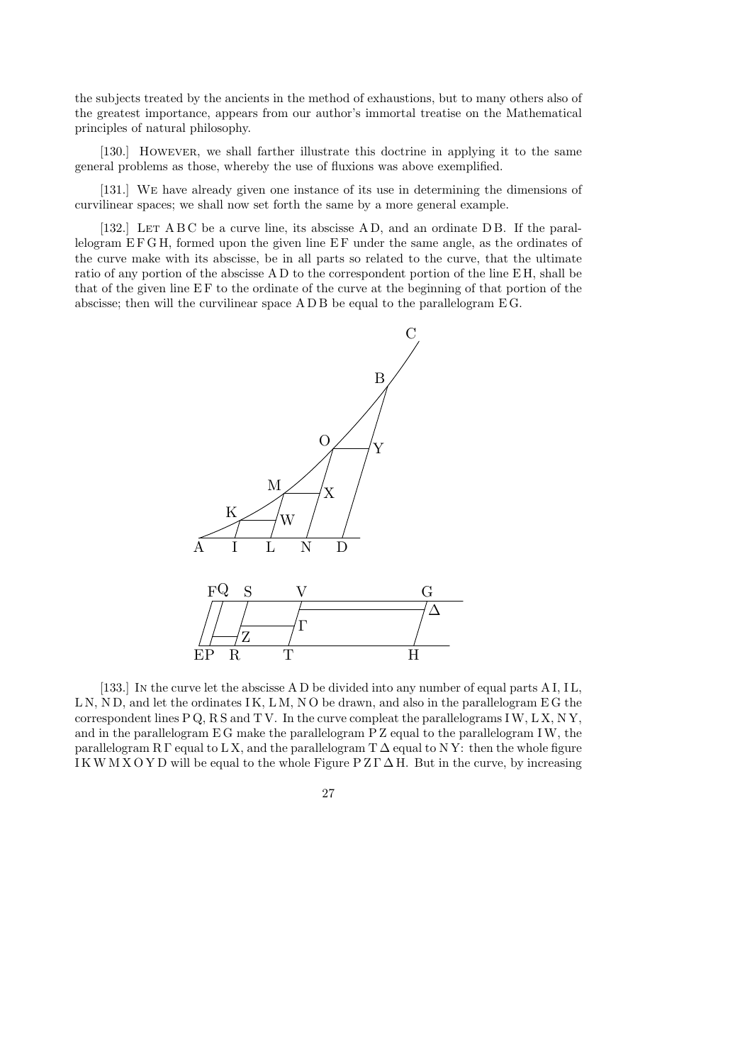the subjects treated by the ancients in the method of exhaustions, but to many others also of the greatest importance, appears from our author's immortal treatise on the Mathematical principles of natural philosophy.

[130.] However, we shall farther illustrate this doctrine in applying it to the same general problems as those, whereby the use of fluxions was above exemplified.

[131.] We have already given one instance of its use in determining the dimensions of curvilinear spaces; we shall now set forth the same by a more general example.

[132.] Let A B C be a curve line, its abscisse A D, and an ordinate D B. If the parallelogram E F G H, formed upon the given line E F under the same angle, as the ordinates of the curve make with its abscisse, be in all parts so related to the curve, that the ultimate ratio of any portion of the abscisse A D to the correspondent portion of the line E H, shall be that of the given line E F to the ordinate of the curve at the beginning of that portion of the abscisse; then will the curvilinear space A D B be equal to the parallelogram E G.

[133.] In the curve let the abscisse A D be divided into any number of equal parts A I, I L, L N, N D, and let the ordinates I K, L M, N O be drawn, and also in the parallelogram E G the correspondent lines P Q, R S and T V. In the curve compleat the parallelograms I W, L X, N Y, and in the parallelogram E G make the parallelogram P Z equal to the parallelogram I W, the parallelogram R Γ equal to L X, and the parallelogram T Δ equal to N Y: then the whole figure I K W M X O Y D will be equal to the whole Figure P Z Γ Δ H. But in the curve, by increasing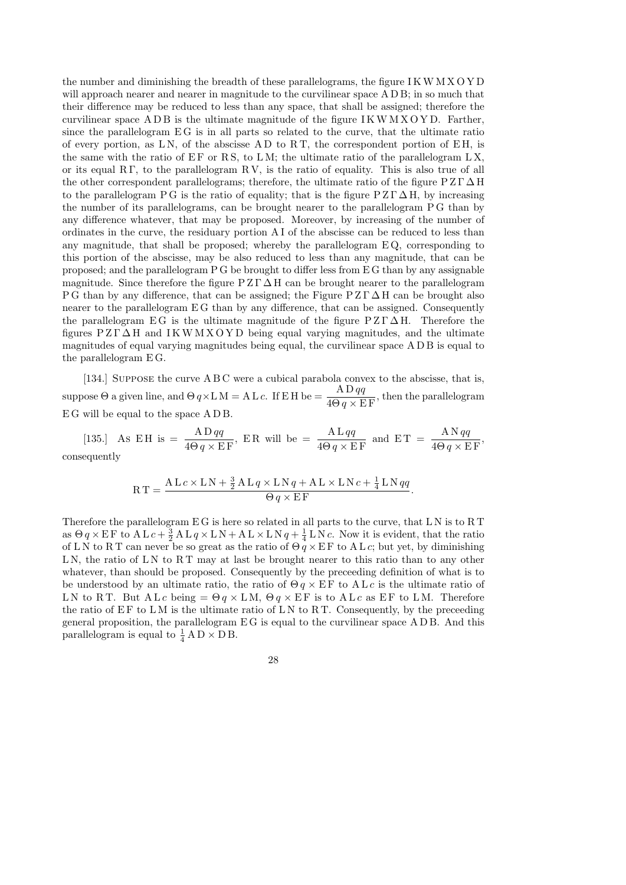the number and diminishing the breadth of these parallelograms, the figure IKWMXOYD will approach nearer and nearer in magnitude to the curvilinear space ADB; in so much that their difference may be reduced to less than any space, that shall be assigned; therefore the curvilinear space ADB is the ultimate magnitude of the figure IKWMXOYD. Farther, since the parallelogram EG is in all parts so related to the curve, that the ultimate ratio of every portion, as LN, of the abscisse AD to RT, the correspondent portion of EH, is the same with the ratio of EF or RS, to LM; the ultimate ratio of the parallelogram LX, or its equal RΓ, to the parallelogram RV, is the ratio of equality. This is also true of all the other correspondent parallelograms; therefore, the ultimate ratio of the figure PZΓΔH to the parallelogram PG is the ratio of equality; that is the figure PZΓΔH, by increasing the number of its parallelograms, can be brought nearer to the parallelogram PG than by any difference whatever, that may be proposed. Moreover, by increasing of the number of ordinates in the curve, the residuary portion AI of the abscisse can be reduced to less than any magnitude, that shall be proposed; whereby the parallelogram EQ, corresponding to this portion of the abscisse, may be also reduced to less than any magnitude, that can be proposed; and the parallelogram PG be brought to differ less from EG than by any assignable magnitude. Since therefore the figure PZΓΔH can be brought nearer to the parallelogram PG than by any difference, that can be assigned; the Figure PZΓΔH can be brought also nearer to the parallelogram EG than by any difference, that can be assigned. Consequently the parallelogram EG is the ultimate magnitude of the figure PZΓΔH. Therefore the figures PZΓΔH and IKWMXOYD being equal varying magnitudes, and the ultimate magnitudes of equal varying magnitudes being equal, the curvilinear space ADB is equal to the parallelogram EG.

[134.] Suppose the curve ABC were a cubical parabola convex to the abscisse, that is, suppose Θ a given line, and $\Theta q \times \mathrm{LM} = \mathrm{AL}c$. If EH be $= \dfrac{\mathrm{AD}qq}{4\Theta q \times \mathrm{EF}}$, then the parallelogram EG will be equal to the space ADB.

[135.] As EH is $= \dfrac{\mathrm{AD}qq}{4\Theta q \times \mathrm{EF}}$, ER will be $= \dfrac{\mathrm{AL}qq}{4\Theta q \times \mathrm{EF}}$ and $\mathrm{ET} = \dfrac{\mathrm{AN}qq}{4\Theta q \times \mathrm{EF}}$, consequently

$$\mathrm{RT} = \frac{\mathrm{AL}c \times \mathrm{LN} + \frac{3}{2}\mathrm{AL}q \times \mathrm{LN}q + \mathrm{AL} \times \mathrm{LN}c + \frac{1}{4}\mathrm{LN}qq}{\Theta q \times \mathrm{EF}}.$$

Therefore the parallelogram EG is here so related in all parts to the curve, that LN is to RT as $\Theta q \times \mathrm{EF}$ to $\mathrm{AL}c + \frac{3}{2}\mathrm{AL}q \times \mathrm{LN} + \mathrm{AL} \times \mathrm{LN}q + \frac{1}{4}\mathrm{LN}c$. Now it is evident, that the ratio of LN to RT can never be so great as the ratio of $\Theta q \times \mathrm{EF}$ to $\mathrm{AL}c$; but yet, by diminishing LN, the ratio of LN to RT may at last be brought nearer to this ratio than to any other whatever, than should be proposed. Consequently by the preceeding definition of what is to be understood by an ultimate ratio, the ratio of $\Theta q \times \mathrm{EF}$ to $\mathrm{AL}c$ is the ultimate ratio of LN to RT. But $\mathrm{AL}c$ being $= \Theta q \times \mathrm{LM}$, $\Theta q \times \mathrm{EF}$ is to $\mathrm{AL}c$ as EF to LM. Therefore the ratio of EF to LM is the ultimate ratio of LN to RT. Consequently, by the preceeding general proposition, the parallelogram EG is equal to the curvilinear space ADB. And this parallelogram is equal to $\frac{1}{4}\mathrm{AD} \times \mathrm{DB}$.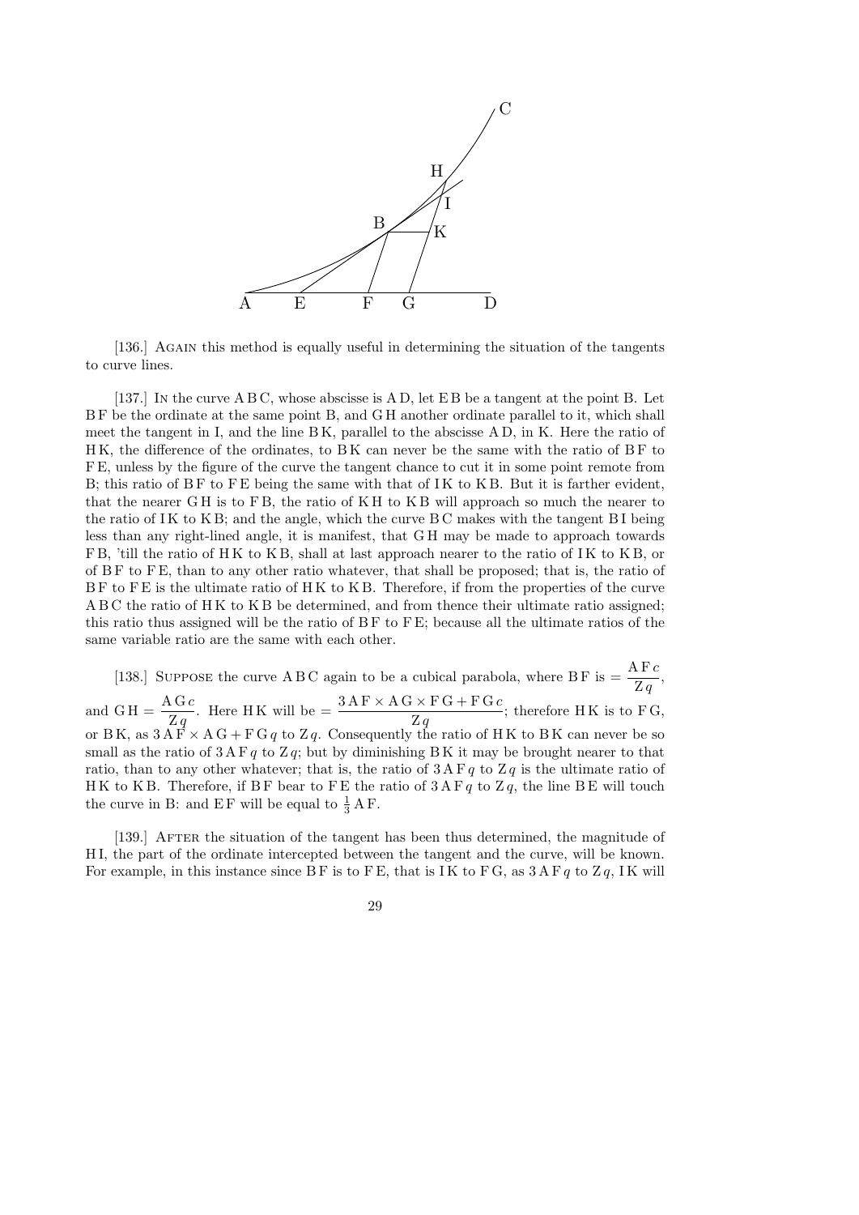[136.] AGAIN this method is equally useful in determining the situation of the tangents to curve lines.

[137.] IN the curve A B C, whose abscisse is A D, let E B be a tangent at the point B. Let B F be the ordinate at the same point B, and G H another ordinate parallel to it, which shall meet the tangent in I, and the line B K, parallel to the abscisse A D, in K. Here the ratio of H K, the difference of the ordinates, to B K can never be the same with the ratio of B F to F E, unless by the figure of the curve the tangent chance to cut it in some point remote from B; this ratio of B F to F E being the same with that of I K to K B. But it is farther evident, that the nearer G H is to F B, the ratio of K H to K B will approach so much the nearer to the ratio of I K to K B; and the angle, which the curve B C makes with the tangent B I being less than any right-lined angle, it is manifest, that G H may be made to approach towards F B, 'till the ratio of H K to K B, shall at last approach nearer to the ratio of I K to K B, or of B F to F E, than to any other ratio whatever, that shall be proposed; that is, the ratio of B F to F E is the ultimate ratio of H K to K B. Therefore, if from the properties of the curve A B C the ratio of H K to K B be determined, and from thence their ultimate ratio assigned; this ratio thus assigned will be the ratio of B F to F E; because all the ultimate ratios of the same variable ratio are the same with each other.

[138.] SUPPOSE the curve A B C again to be a cubical parabola, where B F is $= \dfrac{\text{A F}\,c}{\text{Z}\,q}$, and $\text{G H} = \dfrac{\text{A G}\,c}{\text{Z}\,q}$. Here H K will be $= \dfrac{3\,\text{A F} \times \text{A G} \times \text{F G} + \text{F G}\,c}{\text{Z}\,q}$; therefore H K is to F G, or B K, as $3\,\text{A F} \times \text{A G} + \text{F G}\,q$ to $\text{Z}\,q$. Consequently the ratio of H K to B K can never be so small as the ratio of $3\,\text{A F}\,q$ to $\text{Z}\,q$; but by diminishing B K it may be brought nearer to that ratio, than to any other whatever; that is, the ratio of $3\,\text{A F}\,q$ to $\text{Z}\,q$ is the ultimate ratio of H K to K B. Therefore, if B F bear to F E the ratio of $3\,\text{A F}\,q$ to $\text{Z}\,q$, the line B E will touch the curve in B: and E F will be equal to $\frac{1}{3}$ A F.

[139.] AFTER the situation of the tangent has been thus determined, the magnitude of H I, the part of the ordinate intercepted between the tangent and the curve, will be known. For example, in this instance since B F is to F E, that is I K to F G, as $3\,\text{A F}\,q$ to $\text{Z}\,q$, I K will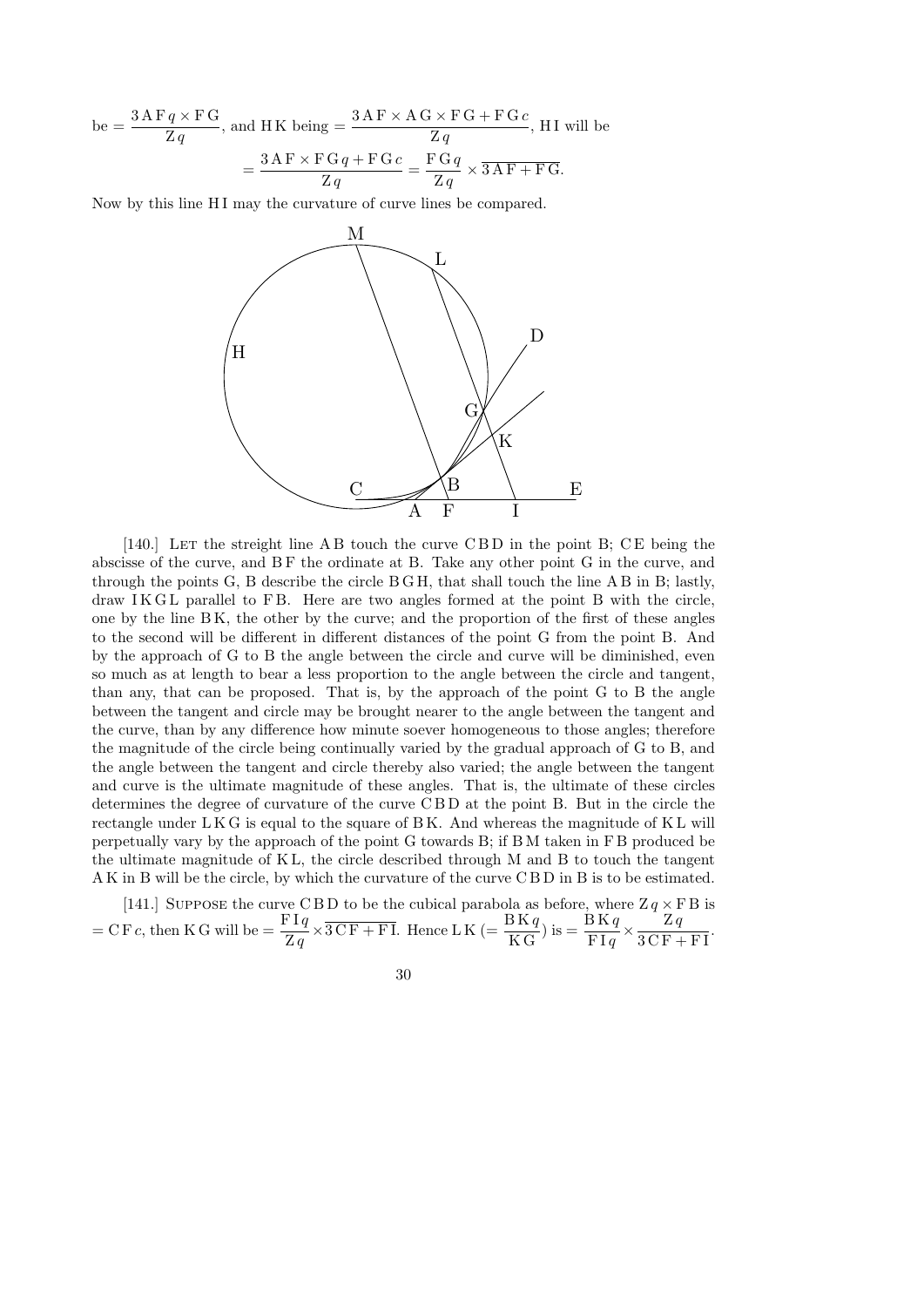be $= \dfrac{3\,\mathrm{AF}q \times \mathrm{FG}}{\mathrm{Z}q}$, and HK being $= \dfrac{3\,\mathrm{AF} \times \mathrm{AG} \times \mathrm{FG} + \mathrm{FG}c}{\mathrm{Z}q}$, HI will be

$$= \frac{3\,\mathrm{AF} \times \mathrm{FG}q + \mathrm{FG}c}{\mathrm{Z}q} = \frac{\mathrm{FG}q}{\mathrm{Z}q} \times \overline{3\,\mathrm{AF} + \mathrm{FG}}.$$

Now by this line HI may the curvature of curve lines be compared.

[140.] LET the streight line AB touch the curve CBD in the point B; CE being the abscisse of the curve, and BF the ordinate at B. Take any other point G in the curve, and through the points G, B describe the circle BGH, that shall touch the line AB in B; lastly, draw IKGL parallel to FB. Here are two angles formed at the point B with the circle, one by the line BK, the other by the curve; and the proportion of the first of these angles to the second will be different in different distances of the point G from the point B. And by the approach of G to B the angle between the circle and curve will be diminished, even so much as at length to bear a less proportion to the angle between the circle and tangent, than any, that can be proposed. That is, by the approach of the point G to B the angle between the tangent and circle may be brought nearer to the angle between the tangent and the curve, than by any difference how minute soever homogeneous to those angles; therefore the magnitude of the circle being continually varied by the gradual approach of G to B, and the angle between the tangent and circle thereby also varied; the angle between the tangent and curve is the ultimate magnitude of these angles. That is, the ultimate of these circles determines the degree of curvature of the curve CBD at the point B. But in the circle the rectangle under LKG is equal to the square of BK. And whereas the magnitude of KL will perpetually vary by the approach of the point G towards B; if BM taken in FB produced be the ultimate magnitude of KL, the circle described through M and B to touch the tangent AK in B will be the circle, by which the curvature of the curve CBD in B is to be estimated.

[141.] SUPPOSE the curve CBD to be the cubical parabola as before, where $\mathrm{Z}q \times \mathrm{FB}$ is $= \mathrm{CF}c$, then KG will be $= \dfrac{\mathrm{FI}q}{\mathrm{Z}q} \times \overline{3\,\mathrm{CF} + \mathrm{FI}}$. Hence LK ($= \dfrac{\mathrm{BK}q}{\mathrm{KG}}$) is $= \dfrac{\mathrm{BK}q}{\mathrm{FI}q} \times \dfrac{\mathrm{Z}q}{3\,\mathrm{CF} + \mathrm{FI}}$.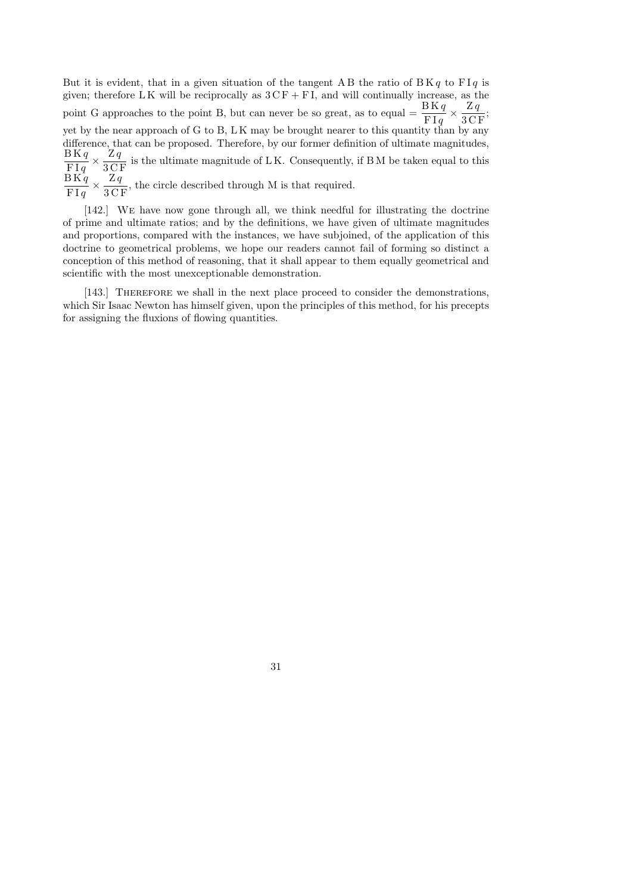But it is evident, that in a given situation of the tangent AB the ratio of $\mathrm{BK}q$ to $\mathrm{FI}q$ is given; therefore LK will be reciprocally as $3\,\mathrm{CF} + \mathrm{FI}$, and will continually increase, as the point G approaches to the point B, but can never be so great, as to equal $= \dfrac{\mathrm{BK}q}{\mathrm{FI}q} \times \dfrac{\mathrm{Z}q}{3\,\mathrm{CF}}$; yet by the near approach of G to B, LK may be brought nearer to this quantity than by any difference, that can be proposed. Therefore, by our former definition of ultimate magnitudes, $\dfrac{\mathrm{BK}q}{\mathrm{FI}q} \times \dfrac{\mathrm{Z}q}{3\,\mathrm{CF}}$ is the ultimate magnitude of LK. Consequently, if BM be taken equal to this $\dfrac{\mathrm{BK}q}{\mathrm{FI}q} \times \dfrac{\mathrm{Z}q}{3\,\mathrm{CF}}$, the circle described through M is that required.

[142.] We have now gone through all, we think needful for illustrating the doctrine of prime and ultimate ratios; and by the definitions, we have given of ultimate magnitudes and proportions, compared with the instances, we have subjoined, of the application of this doctrine to geometrical problems, we hope our readers cannot fail of forming so distinct a conception of this method of reasoning, that it shall appear to them equally geometrical and scientific with the most unexceptionable demonstration.

[143.] Therefore we shall in the next place proceed to consider the demonstrations, which Sir Isaac Newton has himself given, upon the principles of this method, for his precepts for assigning the fluxions of flowing quantities.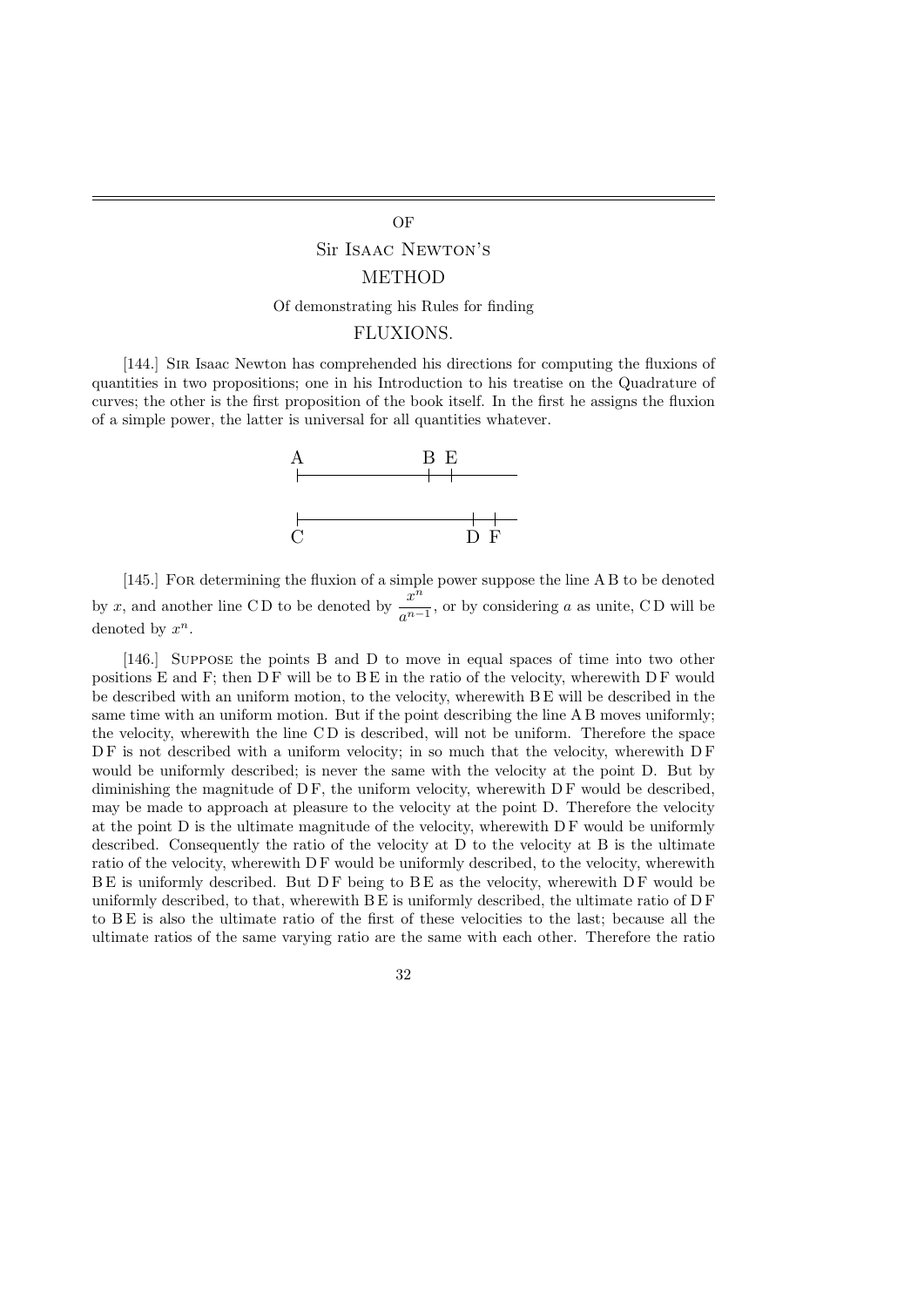# OF

## Sir Isaac Newton's

## METHOD

### Of demonstrating his Rules for finding

## FLUXIONS.

[144.] Sir Isaac Newton has comprehended his directions for computing the fluxions of quantities in two propositions; one in his Introduction to his treatise on the Quadrature of curves; the other is the first proposition of the book itself. In the first he assigns the fluxion of a simple power, the latter is universal for all quantities whatever.

[145.] For determining the fluxion of a simple power suppose the line A B to be denoted by $x$, and another line C D to be denoted by $\frac{x^n}{a^{n-1}}$, or by considering $a$ as unite, C D will be denoted by $x^n$.

[146.] Suppose the points B and D to move in equal spaces of time into two other positions E and F; then D F will be to B E in the ratio of the velocity, wherewith D F would be described with an uniform motion, to the velocity, wherewith B E will be described in the same time with an uniform motion. But if the point describing the line A B moves uniformly; the velocity, wherewith the line C D is described, will not be uniform. Therefore the space D F is not described with a uniform velocity; in so much that the velocity, wherewith D F would be uniformly described; is never the same with the velocity at the point D. But by diminishing the magnitude of D F, the uniform velocity, wherewith D F would be described, may be made to approach at pleasure to the velocity at the point D. Therefore the velocity at the point D is the ultimate magnitude of the velocity, wherewith D F would be uniformly described. Consequently the ratio of the velocity at D to the velocity at B is the ultimate ratio of the velocity, wherewith D F would be uniformly described, to the velocity, wherewith B E is uniformly described. But D F being to B E as the velocity, wherewith D F would be uniformly described, to that, wherewith B E is uniformly described, the ultimate ratio of D F to B E is also the ultimate ratio of the first of these velocities to the last; because all the ultimate ratios of the same varying ratio are the same with each other. Therefore the ratio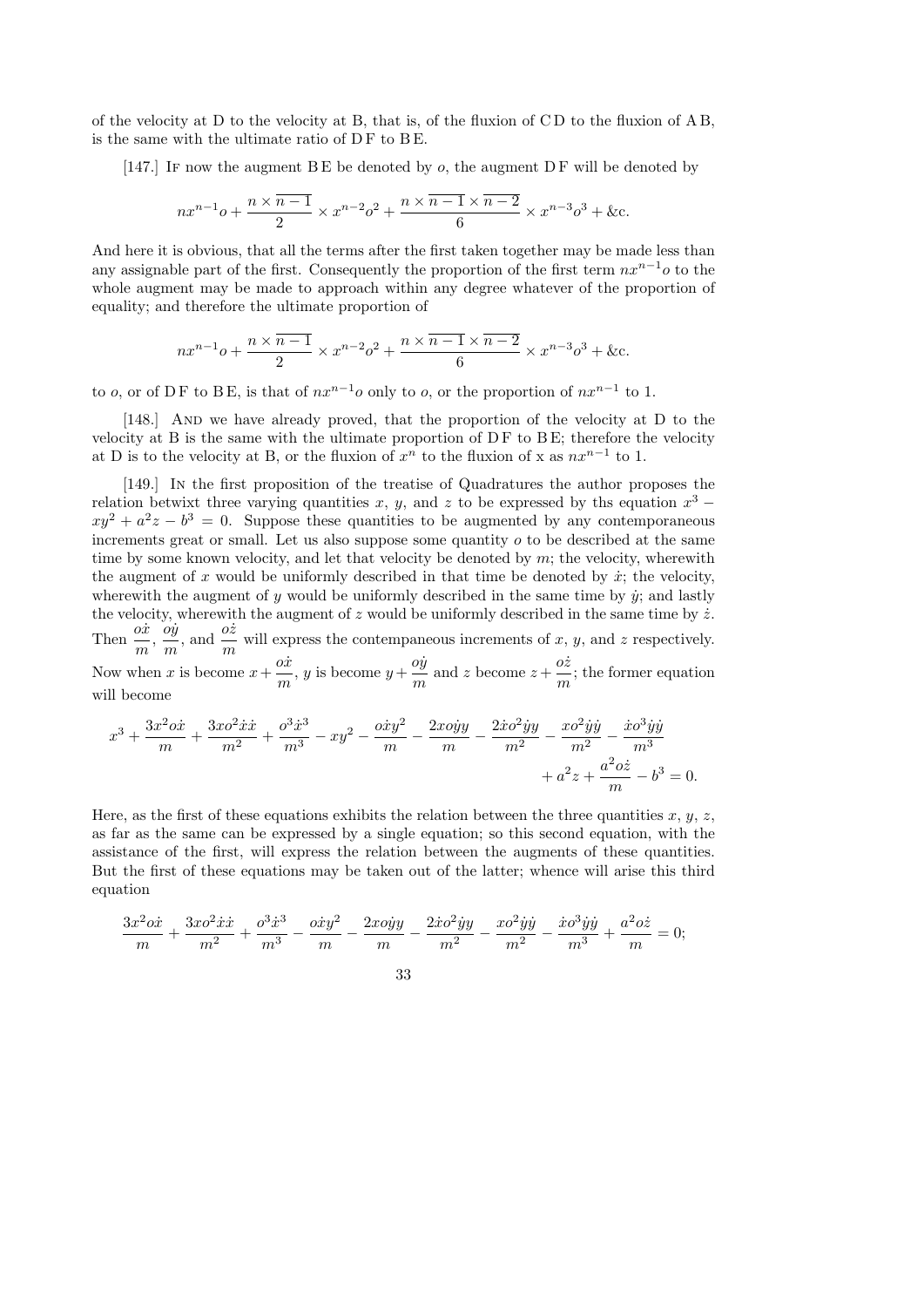of the velocity at D to the velocity at B, that is, of the fluxion of C D to the fluxion of A B, is the same with the ultimate ratio of D F to B E.

[147.] IF now the augment B E be denoted by $o$, the augment D F will be denoted by

$$nx^{n-1}o + \frac{n \times \overline{n-1}}{2} \times x^{n-2}o^2 + \frac{n \times \overline{n-1} \times \overline{n-2}}{6} \times x^{n-3}o^3 + \text{\&c.}$$

And here it is obvious, that all the terms after the first taken together may be made less than any assignable part of the first. Consequently the proportion of the first term $nx^{n-1}o$ to the whole augment may be made to approach within any degree whatever of the proportion of equality; and therefore the ultimate proportion of

$$nx^{n-1}o + \frac{n \times \overline{n-1}}{2} \times x^{n-2}o^2 + \frac{n \times \overline{n-1} \times \overline{n-2}}{6} \times x^{n-3}o^3 + \text{\&c.}$$

to $o$, or of D F to B E, is that of $nx^{n-1}o$ only to $o$, or the proportion of $nx^{n-1}$ to 1.

[148.] AND we have already proved, that the proportion of the velocity at D to the velocity at B is the same with the ultimate proportion of D F to B E; therefore the velocity at D is to the velocity at B, or the fluxion of $x^n$ to the fluxion of x as $nx^{n-1}$ to 1.

[149.] IN the first proposition of the treatise of Quadratures the author proposes the relation betwixt three varying quantities $x$, $y$, and $z$ to be expressed by ths equation $x^3 - xy^2 + a^2z - b^3 = 0$. Suppose these quantities to be augmented by any contemporaneous increments great or small. Let us also suppose some quantity $o$ to be described at the same time by some known velocity, and let that velocity be denoted by $m$; the velocity, wherewith the augment of $x$ would be uniformly described in that time be denoted by $\dot{x}$; the velocity, wherewith the augment of $y$ would be uniformly described in the same time by $\dot{y}$; and lastly the velocity, wherewith the augment of $z$ would be uniformly described in the same time by $\dot{z}$. Then $\frac{o\dot{x}}{m}$, $\frac{o\dot{y}}{m}$, and $\frac{o\dot{z}}{m}$ will express the contempaneous increments of $x$, $y$, and $z$ respectively. Now when $x$ is become $x + \frac{o\dot{x}}{m}$, $y$ is become $y + \frac{o\dot{y}}{m}$ and $z$ become $z + \frac{o\dot{z}}{m}$; the former equation will become

$$x^3 + \frac{3x^2o\dot{x}}{m} + \frac{3xo^2\dot{x}\dot{x}}{m^2} + \frac{o^3\dot{x}^3}{m^3} - xy^2 - \frac{o\dot{x}y^2}{m} - \frac{2xo\dot{y}y}{m} - \frac{2\dot{x}o^2\dot{y}y}{m^2} - \frac{xo^2\dot{y}\dot{y}}{m^2} - \frac{\dot{x}o^3\dot{y}\dot{y}}{m^3} + a^2z + \frac{a^2o\dot{z}}{m} - b^3 = 0.$$

Here, as the first of these equations exhibits the relation between the three quantities $x$, $y$, $z$, as far as the same can be expressed by a single equation; so this second equation, with the assistance of the first, will express the relation between the augments of these quantities. But the first of these equations may be taken out of the latter; whence will arise this third equation

$$\frac{3x^2o\dot{x}}{m} + \frac{3xo^2\dot{x}\dot{x}}{m^2} + \frac{o^3\dot{x}^3}{m^3} - \frac{o\dot{x}y^2}{m} - \frac{2xo\dot{y}y}{m} - \frac{2\dot{x}o^2\dot{y}y}{m^2} - \frac{xo^2\dot{y}\dot{y}}{m^2} - \frac{\dot{x}o^3\dot{y}\dot{y}}{m^3} + \frac{a^2o\dot{z}}{m} = 0;$$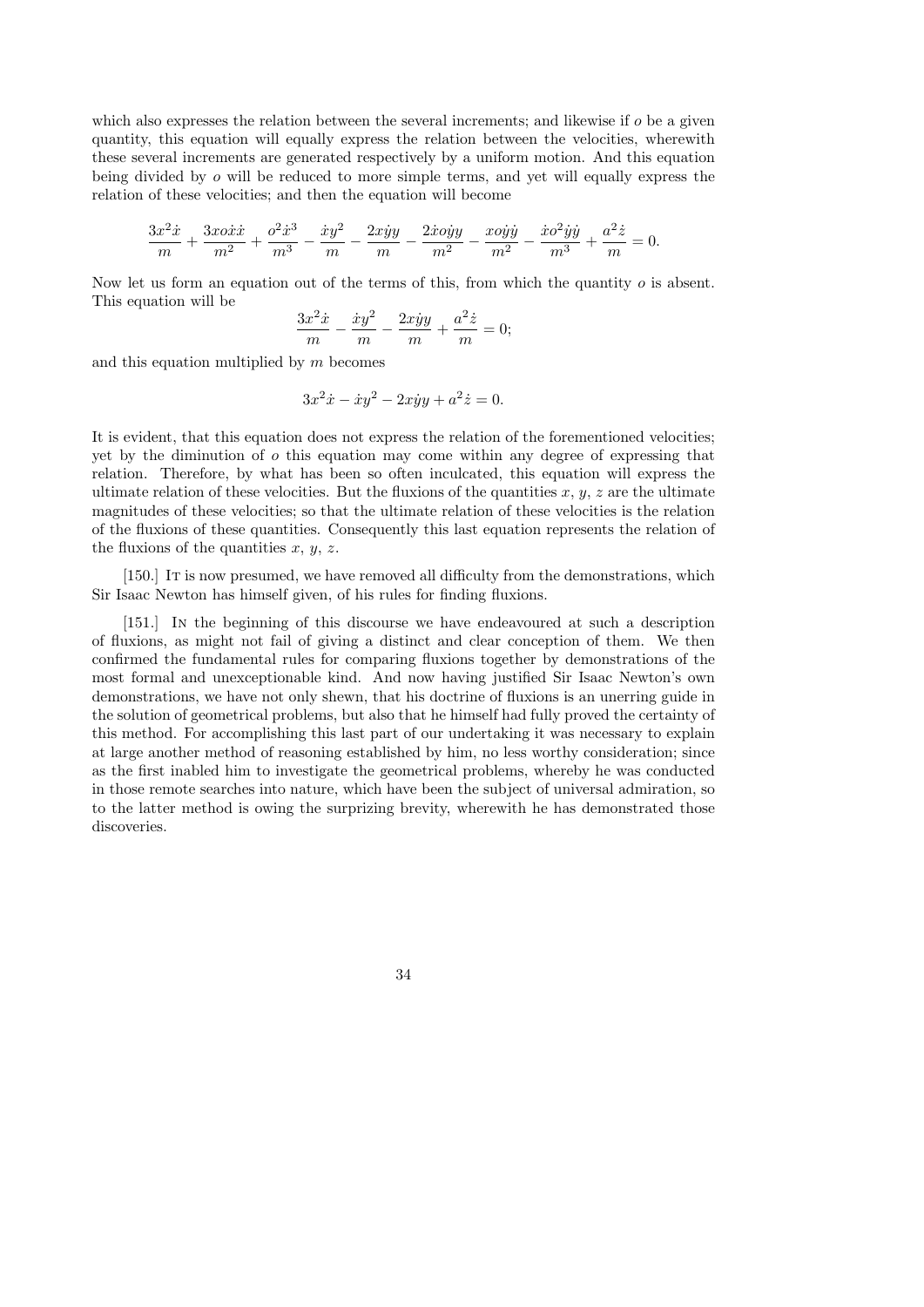which also expresses the relation between the several increments; and likewise if $o$ be a given quantity, this equation will equally express the relation between the velocities, wherewith these several increments are generated respectively by a uniform motion. And this equation being divided by $o$ will be reduced to more simple terms, and yet will equally express the relation of these velocities; and then the equation will become

$$\frac{3x^2\dot{x}}{m} + \frac{3xo\dot{x}\dot{x}}{m^2} + \frac{o^2\dot{x}^3}{m^3} - \frac{\dot{x}y^2}{m} - \frac{2x\dot{y}y}{m} - \frac{2\dot{x}o\dot{y}y}{m^2} - \frac{xo\dot{y}\dot{y}}{m^2} - \frac{\dot{x}o^2\dot{y}\dot{y}}{m^3} + \frac{a^2\dot{z}}{m} = 0.$$

Now let us form an equation out of the terms of this, from which the quantity $o$ is absent. This equation will be

$$\frac{3x^2\dot{x}}{m} - \frac{\dot{x}y^2}{m} - \frac{2x\dot{y}y}{m} + \frac{a^2\dot{z}}{m} = 0;$$

and this equation multiplied by $m$ becomes

$$3x^2\dot{x} - \dot{x}y^2 - 2x\dot{y}y + a^2\dot{z} = 0.$$

It is evident, that this equation does not express the relation of the forementioned velocities; yet by the diminution of $o$ this equation may come within any degree of expressing that relation. Therefore, by what has been so often inculcated, this equation will express the ultimate relation of these velocities. But the fluxions of the quantities $x$, $y$, $z$ are the ultimate magnitudes of these velocities; so that the ultimate relation of these velocities is the relation of the fluxions of these quantities. Consequently this last equation represents the relation of the fluxions of the quantities $x$, $y$, $z$.

[150.] It is now presumed, we have removed all difficulty from the demonstrations, which Sir Isaac Newton has himself given, of his rules for finding fluxions.

[151.] In the beginning of this discourse we have endeavoured at such a description of fluxions, as might not fail of giving a distinct and clear conception of them. We then confirmed the fundamental rules for comparing fluxions together by demonstrations of the most formal and unexceptionable kind. And now having justified Sir Isaac Newton's own demonstrations, we have not only shewn, that his doctrine of fluxions is an unerring guide in the solution of geometrical problems, but also that he himself had fully proved the certainty of this method. For accomplishing this last part of our undertaking it was necessary to explain at large another method of reasoning established by him, no less worthy consideration; since as the first inabled him to investigate the geometrical problems, whereby he was conducted in those remote searches into nature, which have been the subject of universal admiration, so to the latter method is owing the surprizing brevity, wherewith he has demonstrated those discoveries.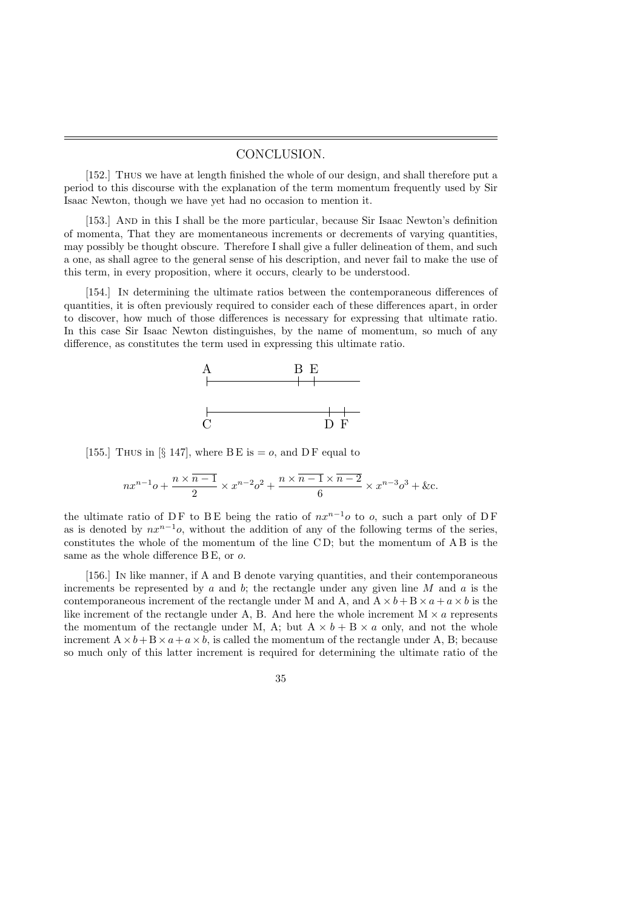## CONCLUSION.

[152.] Thus we have at length finished the whole of our design, and shall therefore put a period to this discourse with the explanation of the term momentum frequently used by Sir Isaac Newton, though we have yet had no occasion to mention it.

[153.] And in this I shall be the more particular, because Sir Isaac Newton's definition of momenta, That they are momentaneous increments or decrements of varying quantities, may possibly be thought obscure. Therefore I shall give a fuller delineation of them, and such a one, as shall agree to the general sense of his description, and never fail to make the use of this term, in every proposition, where it occurs, clearly to be understood.

[154.] In determining the ultimate ratios between the contemporaneous differences of quantities, it is often previously required to consider each of these differences apart, in order to discover, how much of those differences is necessary for expressing that ultimate ratio. In this case Sir Isaac Newton distinguishes, by the name of momentum, so much of any difference, as constitutes the term used in expressing this ultimate ratio.

[155.] Thus in [§ 147], where B E is $= o$, and D F equal to

$$nx^{n-1}o + \frac{n \times \overline{n-1}}{2} \times x^{n-2}o^2 + \frac{n \times \overline{n-1} \times \overline{n-2}}{6} \times x^{n-3}o^3 + \text{\&c.}$$

the ultimate ratio of D F to B E being the ratio of $nx^{n-1}o$ to $o$, such a part only of D F as is denoted by $nx^{n-1}o$, without the addition of any of the following terms of the series, constitutes the whole of the momentum of the line C D; but the momentum of A B is the same as the whole difference B E, or $o$.

[156.] In like manner, if A and B denote varying quantities, and their contemporaneous increments be represented by $a$ and $b$; the rectangle under any given line $M$ and $a$ is the contemporaneous increment of the rectangle under M and A, and $\mathrm{A} \times b + \mathrm{B} \times a + a \times b$ is the like increment of the rectangle under A, B. And here the whole increment $\mathrm{M} \times a$ represents the momentum of the rectangle under M, A; but $\mathrm{A} \times b + \mathrm{B} \times a$ only, and not the whole increment $\mathrm{A} \times b + \mathrm{B} \times a + a \times b$, is called the momentum of the rectangle under A, B; because so much only of this latter increment is required for determining the ultimate ratio of the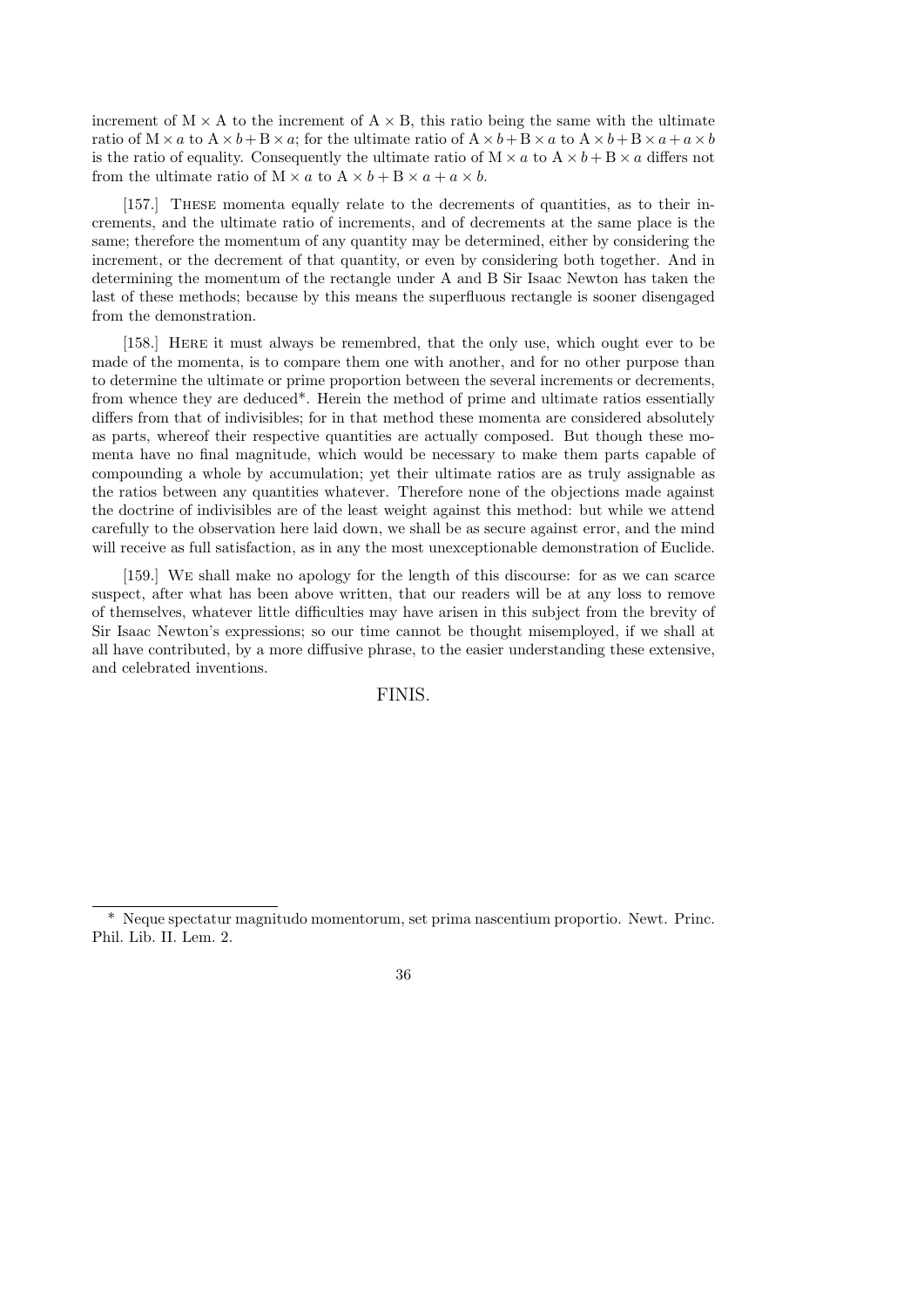increment of $M \times A$ to the increment of $A \times B$, this ratio being the same with the ultimate ratio of $M \times a$ to $A \times b + B \times a$; for the ultimate ratio of $A \times b + B \times a$ to $A \times b + B \times a + a \times b$ is the ratio of equality. Consequently the ultimate ratio of $M \times a$ to $A \times b + B \times a$ differs not from the ultimate ratio of $M \times a$ to $A \times b + B \times a + a \times b$.

[157.] These momenta equally relate to the decrements of quantities, as to their increments, and the ultimate ratio of increments, and of decrements at the same place is the same; therefore the momentum of any quantity may be determined, either by considering the increment, or the decrement of that quantity, or even by considering both together. And in determining the momentum of the rectangle under A and B Sir Isaac Newton has taken the last of these methods; because by this means the superfluous rectangle is sooner disengaged from the demonstration.

[158.] Here it must always be remembred, that the only use, which ought ever to be made of the momenta, is to compare them one with another, and for no other purpose than to determine the ultimate or prime proportion between the several increments or decrements, from whence they are deduced*. Herein the method of prime and ultimate ratios essentially differs from that of indivisibles; for in that method these momenta are considered absolutely as parts, whereof their respective quantities are actually composed. But though these momenta have no final magnitude, which would be necessary to make them parts capable of compounding a whole by accumulation; yet their ultimate ratios are as truly assignable as the ratios between any quantities whatever. Therefore none of the objections made against the doctrine of indivisibles are of the least weight against this method: but while we attend carefully to the observation here laid down, we shall be as secure against error, and the mind will receive as full satisfaction, as in any the most unexceptionable demonstration of Euclide.

[159.] We shall make no apology for the length of this discourse: for as we can scarce suspect, after what has been above written, that our readers will be at any loss to remove of themselves, whatever little difficulties may have arisen in this subject from the brevity of Sir Isaac Newton's expressions; so our time cannot be thought misemployed, if we shall at all have contributed, by a more diffusive phrase, to the easier understanding these extensive, and celebrated inventions.

FINIS.

---

* Neque spectatur magnitudo momentorum, set prima nascentium proportio. Newt. Princ. Phil. Lib. II. Lem. 2.